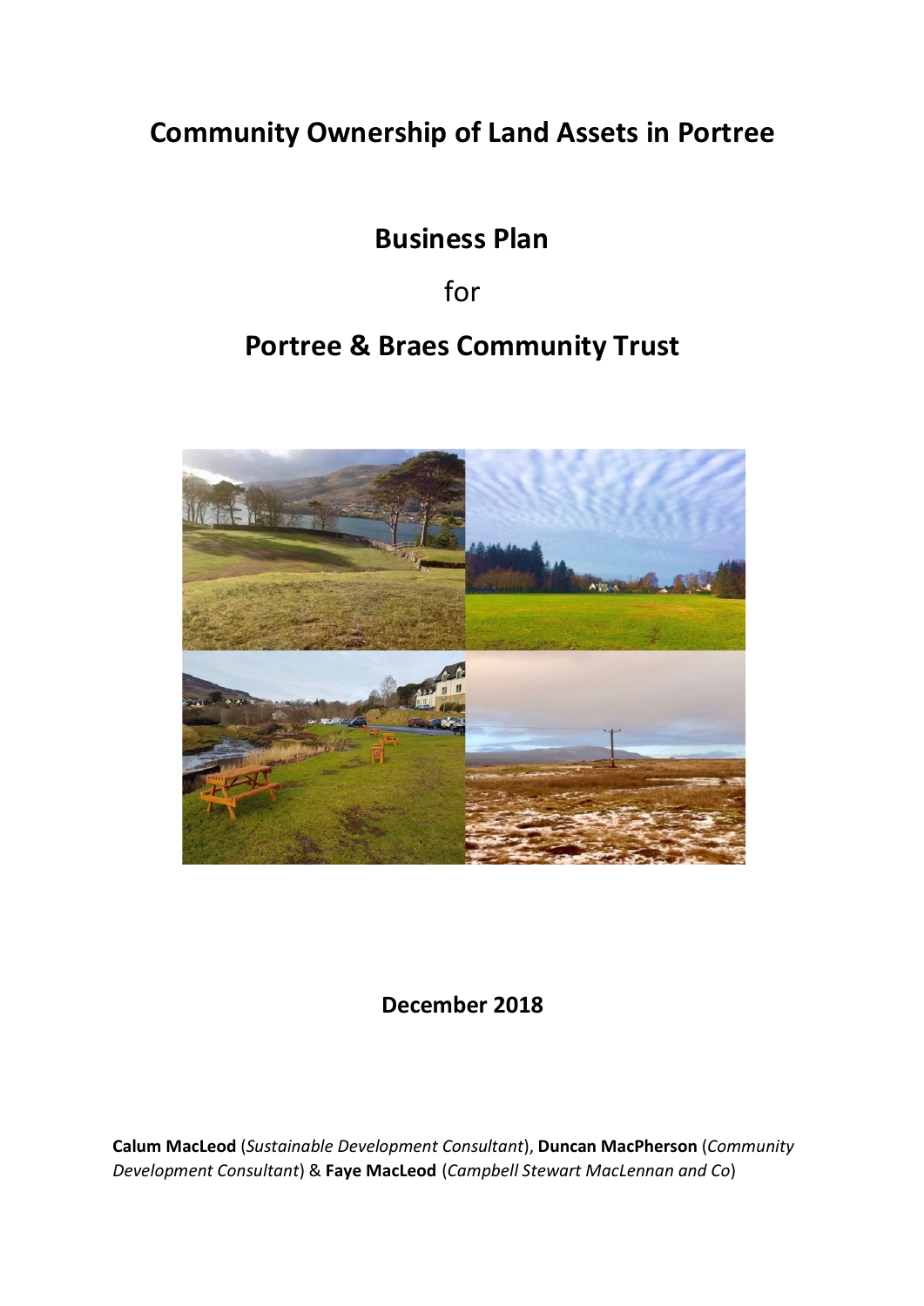# Community Ownership of Land Assets in Portree

## Business Plan

for

## Portree & Braes Community Trust

**December 2018**

**Calum MacLeod** (*Sustainable Development Consultant*), **Duncan MacPherson** (*Community Development Consultant*) & **Faye MacLeod** (*Campbell Stewart MacLennan and Co*)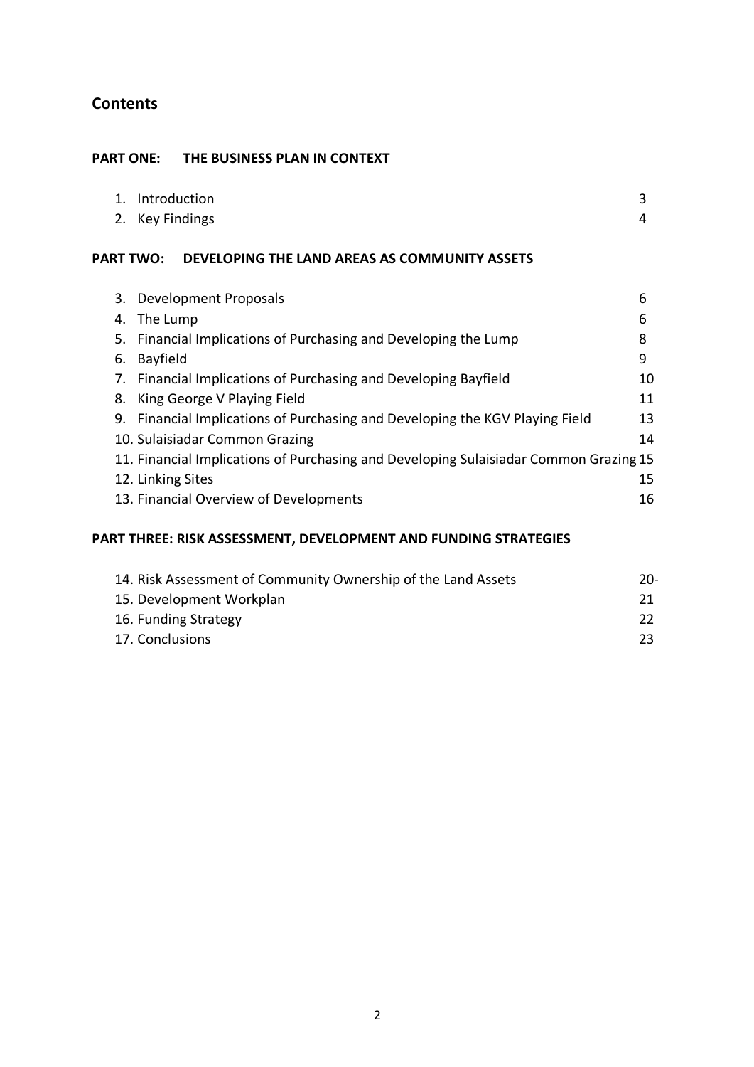## Contents

**PART ONE: THE BUSINESS PLAN IN CONTEXT**

1. Introduction 3
2. Key Findings 4

**PART TWO: DEVELOPING THE LAND AREAS AS COMMUNITY ASSETS**

3. Development Proposals 6
4. The Lump 6
5. Financial Implications of Purchasing and Developing the Lump 8
6. Bayfield 9
7. Financial Implications of Purchasing and Developing Bayfield 10
8. King George V Playing Field 11
9. Financial Implications of Purchasing and Developing the KGV Playing Field 13
10. Sulaisiadar Common Grazing 14
11. Financial Implications of Purchasing and Developing Sulaisiadar Common Grazing 15
12. Linking Sites 15
13. Financial Overview of Developments 16

**PART THREE: RISK ASSESSMENT, DEVELOPMENT AND FUNDING STRATEGIES**

14. Risk Assessment of Community Ownership of the Land Assets 20-
15. Development Workplan 21
16. Funding Strategy 22
17. Conclusions 23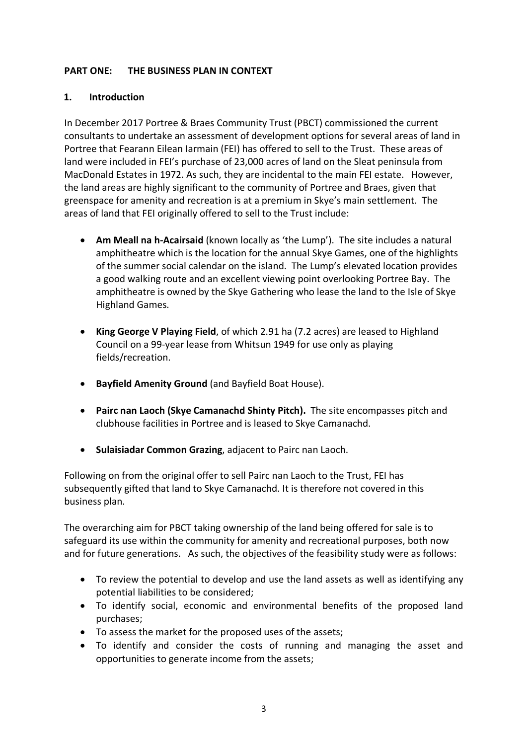## PART ONE: THE BUSINESS PLAN IN CONTEXT

### 1. Introduction

In December 2017 Portree & Braes Community Trust (PBCT) commissioned the current consultants to undertake an assessment of development options for several areas of land in Portree that Fearann Eilean Iarmain (FEI) has offered to sell to the Trust. These areas of land were included in FEI's purchase of 23,000 acres of land on the Sleat peninsula from MacDonald Estates in 1972. As such, they are incidental to the main FEI estate. However, the land areas are highly significant to the community of Portree and Braes, given that greenspace for amenity and recreation is at a premium in Skye's main settlement. The areas of land that FEI originally offered to sell to the Trust include:

- **Am Meall na h-Acairsaid** (known locally as 'the Lump'). The site includes a natural amphitheatre which is the location for the annual Skye Games, one of the highlights of the summer social calendar on the island. The Lump's elevated location provides a good walking route and an excellent viewing point overlooking Portree Bay. The amphitheatre is owned by the Skye Gathering who lease the land to the Isle of Skye Highland Games.
- **King George V Playing Field**, of which 2.91 ha (7.2 acres) are leased to Highland Council on a 99-year lease from Whitsun 1949 for use only as playing fields/recreation.
- **Bayfield Amenity Ground** (and Bayfield Boat House).
- **Pairc nan Laoch (Skye Camanachd Shinty Pitch).** The site encompasses pitch and clubhouse facilities in Portree and is leased to Skye Camanachd.
- **Sulaisiadar Common Grazing**, adjacent to Pairc nan Laoch.

Following on from the original offer to sell Pairc nan Laoch to the Trust, FEI has subsequently gifted that land to Skye Camanachd. It is therefore not covered in this business plan.

The overarching aim for PBCT taking ownership of the land being offered for sale is to safeguard its use within the community for amenity and recreational purposes, both now and for future generations. As such, the objectives of the feasibility study were as follows:

- To review the potential to develop and use the land assets as well as identifying any potential liabilities to be considered;
- To identify social, economic and environmental benefits of the proposed land purchases;
- To assess the market for the proposed uses of the assets;
- To identify and consider the costs of running and managing the asset and opportunities to generate income from the assets;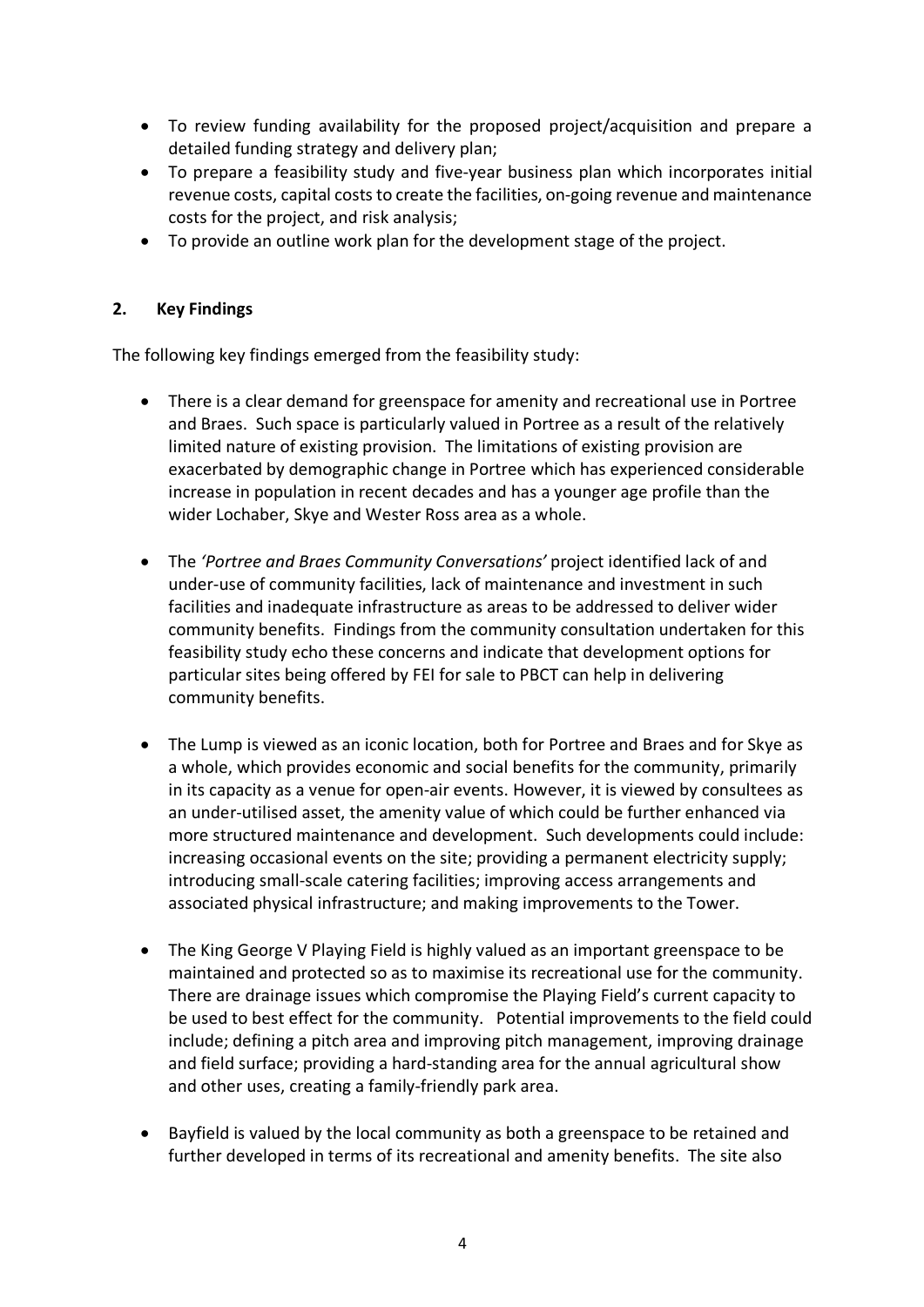- To review funding availability for the proposed project/acquisition and prepare a detailed funding strategy and delivery plan;
- To prepare a feasibility study and five-year business plan which incorporates initial revenue costs, capital costs to create the facilities, on-going revenue and maintenance costs for the project, and risk analysis;
- To provide an outline work plan for the development stage of the project.

## 2. Key Findings

The following key findings emerged from the feasibility study:

- There is a clear demand for greenspace for amenity and recreational use in Portree and Braes. Such space is particularly valued in Portree as a result of the relatively limited nature of existing provision. The limitations of existing provision are exacerbated by demographic change in Portree which has experienced considerable increase in population in recent decades and has a younger age profile than the wider Lochaber, Skye and Wester Ross area as a whole.

- The *'Portree and Braes Community Conversations'* project identified lack of and under-use of community facilities, lack of maintenance and investment in such facilities and inadequate infrastructure as areas to be addressed to deliver wider community benefits. Findings from the community consultation undertaken for this feasibility study echo these concerns and indicate that development options for particular sites being offered by FEI for sale to PBCT can help in delivering community benefits.

- The Lump is viewed as an iconic location, both for Portree and Braes and for Skye as a whole, which provides economic and social benefits for the community, primarily in its capacity as a venue for open-air events. However, it is viewed by consultees as an under-utilised asset, the amenity value of which could be further enhanced via more structured maintenance and development. Such developments could include: increasing occasional events on the site; providing a permanent electricity supply; introducing small-scale catering facilities; improving access arrangements and associated physical infrastructure; and making improvements to the Tower.

- The King George V Playing Field is highly valued as an important greenspace to be maintained and protected so as to maximise its recreational use for the community. There are drainage issues which compromise the Playing Field's current capacity to be used to best effect for the community. Potential improvements to the field could include; defining a pitch area and improving pitch management, improving drainage and field surface; providing a hard-standing area for the annual agricultural show and other uses, creating a family-friendly park area.

- Bayfield is valued by the local community as both a greenspace to be retained and further developed in terms of its recreational and amenity benefits. The site also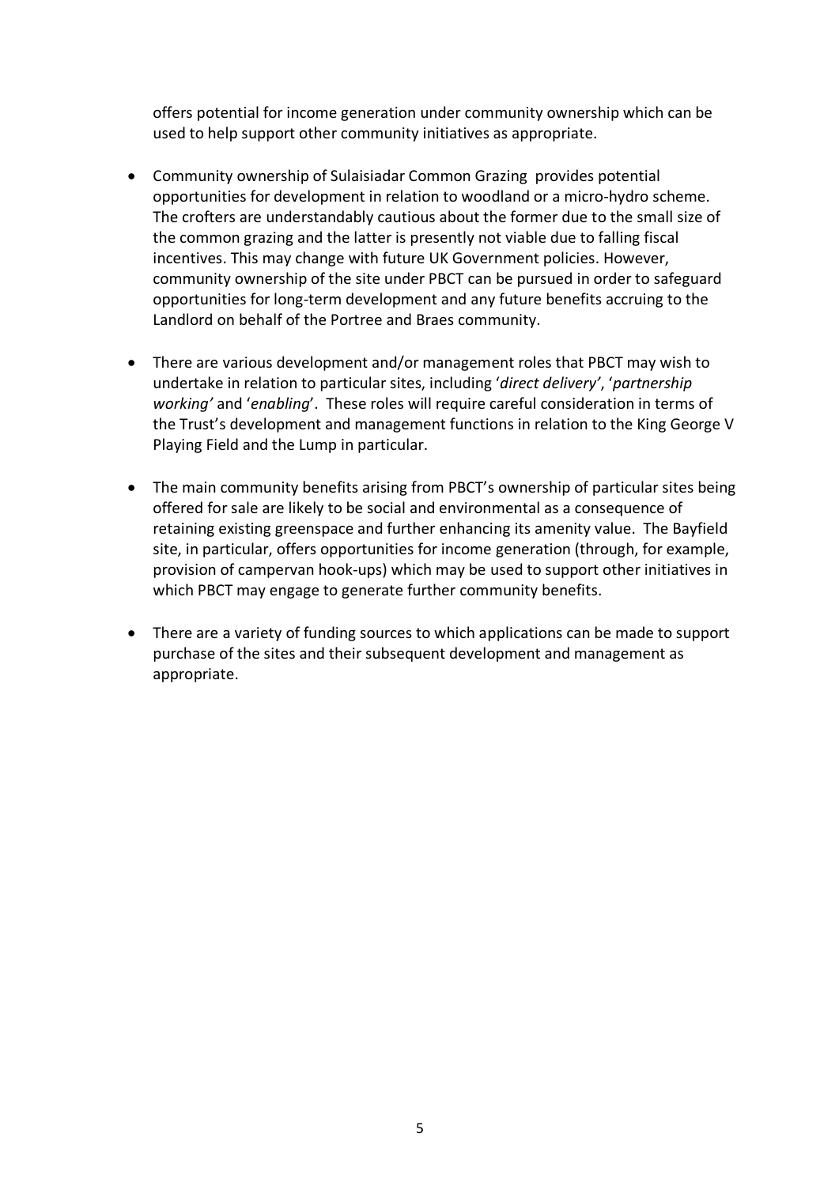offers potential for income generation under community ownership which can be used to help support other community initiatives as appropriate.

- Community ownership of Sulaisiadar Common Grazing provides potential opportunities for development in relation to woodland or a micro-hydro scheme. The crofters are understandably cautious about the former due to the small size of the common grazing and the latter is presently not viable due to falling fiscal incentives. This may change with future UK Government policies. However, community ownership of the site under PBCT can be pursued in order to safeguard opportunities for long-term development and any future benefits accruing to the Landlord on behalf of the Portree and Braes community.

- There are various development and/or management roles that PBCT may wish to undertake in relation to particular sites, including '*direct delivery*', '*partnership working'* and '*enabling*'. These roles will require careful consideration in terms of the Trust's development and management functions in relation to the King George V Playing Field and the Lump in particular.

- The main community benefits arising from PBCT's ownership of particular sites being offered for sale are likely to be social and environmental as a consequence of retaining existing greenspace and further enhancing its amenity value. The Bayfield site, in particular, offers opportunities for income generation (through, for example, provision of campervan hook-ups) which may be used to support other initiatives in which PBCT may engage to generate further community benefits.

- There are a variety of funding sources to which applications can be made to support purchase of the sites and their subsequent development and management as appropriate.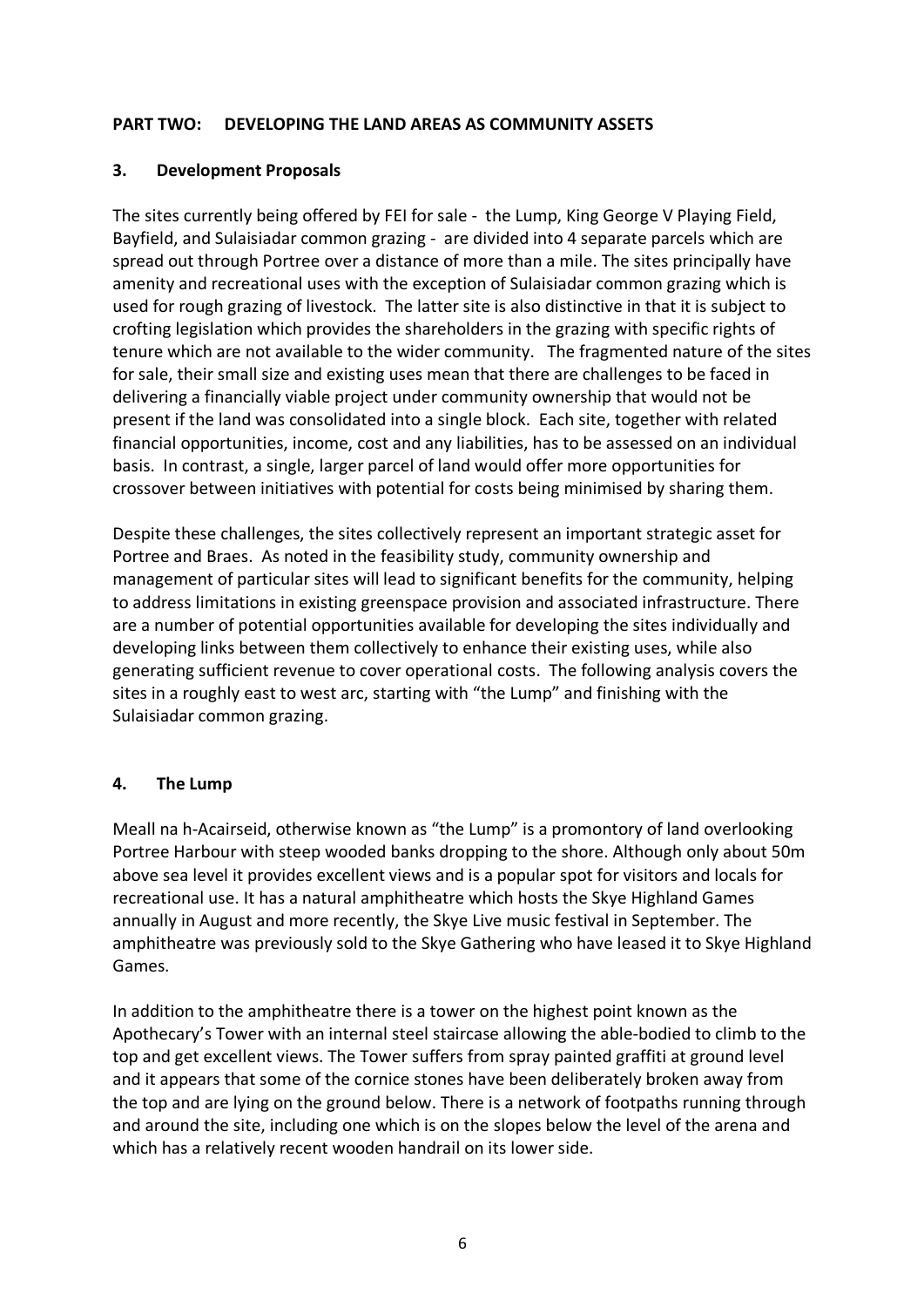## PART TWO: DEVELOPING THE LAND AREAS AS COMMUNITY ASSETS

### 3. Development Proposals

The sites currently being offered by FEI for sale - the Lump, King George V Playing Field, Bayfield, and Sulaisiadar common grazing - are divided into 4 separate parcels which are spread out through Portree over a distance of more than a mile. The sites principally have amenity and recreational uses with the exception of Sulaisiadar common grazing which is used for rough grazing of livestock. The latter site is also distinctive in that it is subject to crofting legislation which provides the shareholders in the grazing with specific rights of tenure which are not available to the wider community. The fragmented nature of the sites for sale, their small size and existing uses mean that there are challenges to be faced in delivering a financially viable project under community ownership that would not be present if the land was consolidated into a single block. Each site, together with related financial opportunities, income, cost and any liabilities, has to be assessed on an individual basis. In contrast, a single, larger parcel of land would offer more opportunities for crossover between initiatives with potential for costs being minimised by sharing them.

Despite these challenges, the sites collectively represent an important strategic asset for Portree and Braes. As noted in the feasibility study, community ownership and management of particular sites will lead to significant benefits for the community, helping to address limitations in existing greenspace provision and associated infrastructure. There are a number of potential opportunities available for developing the sites individually and developing links between them collectively to enhance their existing uses, while also generating sufficient revenue to cover operational costs. The following analysis covers the sites in a roughly east to west arc, starting with "the Lump" and finishing with the Sulaisiadar common grazing.

### 4. The Lump

Meall na h-Acairseid, otherwise known as "the Lump" is a promontory of land overlooking Portree Harbour with steep wooded banks dropping to the shore. Although only about 50m above sea level it provides excellent views and is a popular spot for visitors and locals for recreational use. It has a natural amphitheatre which hosts the Skye Highland Games annually in August and more recently, the Skye Live music festival in September. The amphitheatre was previously sold to the Skye Gathering who have leased it to Skye Highland Games.

In addition to the amphitheatre there is a tower on the highest point known as the Apothecary's Tower with an internal steel staircase allowing the able-bodied to climb to the top and get excellent views. The Tower suffers from spray painted graffiti at ground level and it appears that some of the cornice stones have been deliberately broken away from the top and are lying on the ground below. There is a network of footpaths running through and around the site, including one which is on the slopes below the level of the arena and which has a relatively recent wooden handrail on its lower side.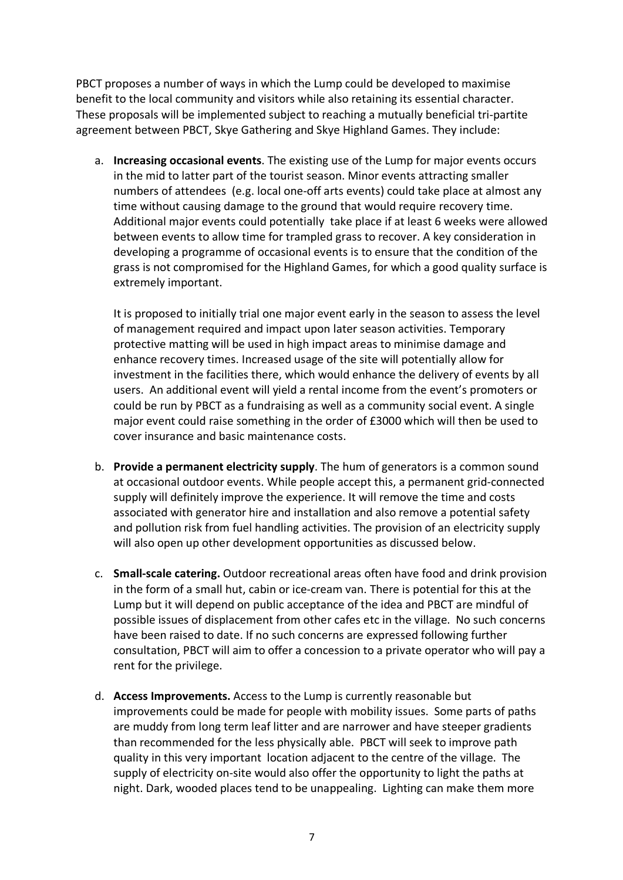PBCT proposes a number of ways in which the Lump could be developed to maximise benefit to the local community and visitors while also retaining its essential character. These proposals will be implemented subject to reaching a mutually beneficial tri-partite agreement between PBCT, Skye Gathering and Skye Highland Games. They include:

a. **Increasing occasional events**. The existing use of the Lump for major events occurs in the mid to latter part of the tourist season. Minor events attracting smaller numbers of attendees (e.g. local one-off arts events) could take place at almost any time without causing damage to the ground that would require recovery time. Additional major events could potentially take place if at least 6 weeks were allowed between events to allow time for trampled grass to recover. A key consideration in developing a programme of occasional events is to ensure that the condition of the grass is not compromised for the Highland Games, for which a good quality surface is extremely important.

   It is proposed to initially trial one major event early in the season to assess the level of management required and impact upon later season activities. Temporary protective matting will be used in high impact areas to minimise damage and enhance recovery times. Increased usage of the site will potentially allow for investment in the facilities there, which would enhance the delivery of events by all users. An additional event will yield a rental income from the event's promoters or could be run by PBCT as a fundraising as well as a community social event. A single major event could raise something in the order of £3000 which will then be used to cover insurance and basic maintenance costs.

b. **Provide a permanent electricity supply**. The hum of generators is a common sound at occasional outdoor events. While people accept this, a permanent grid-connected supply will definitely improve the experience. It will remove the time and costs associated with generator hire and installation and also remove a potential safety and pollution risk from fuel handling activities. The provision of an electricity supply will also open up other development opportunities as discussed below.

c. **Small-scale catering.** Outdoor recreational areas often have food and drink provision in the form of a small hut, cabin or ice-cream van. There is potential for this at the Lump but it will depend on public acceptance of the idea and PBCT are mindful of possible issues of displacement from other cafes etc in the village. No such concerns have been raised to date. If no such concerns are expressed following further consultation, PBCT will aim to offer a concession to a private operator who will pay a rent for the privilege.

d. **Access Improvements.** Access to the Lump is currently reasonable but improvements could be made for people with mobility issues. Some parts of paths are muddy from long term leaf litter and are narrower and have steeper gradients than recommended for the less physically able. PBCT will seek to improve path quality in this very important location adjacent to the centre of the village. The supply of electricity on-site would also offer the opportunity to light the paths at night. Dark, wooded places tend to be unappealing. Lighting can make them more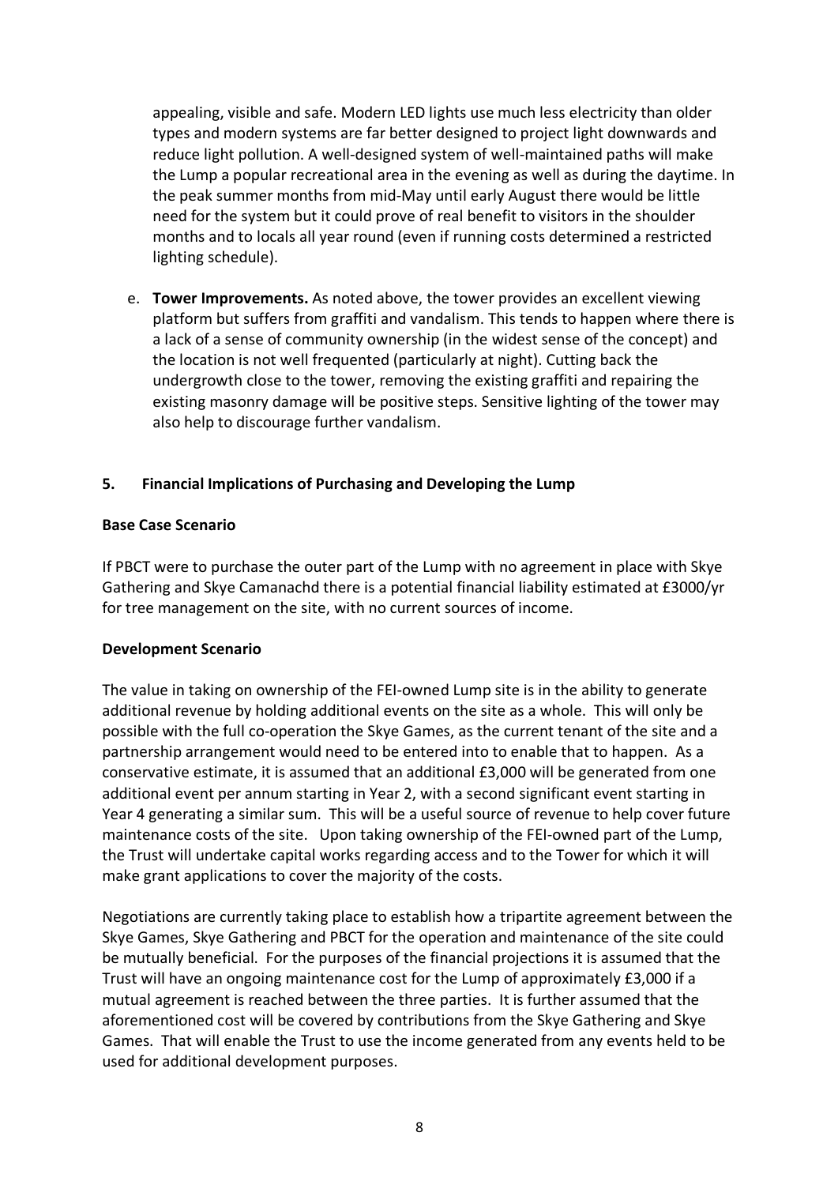appealing, visible and safe. Modern LED lights use much less electricity than older types and modern systems are far better designed to project light downwards and reduce light pollution. A well-designed system of well-maintained paths will make the Lump a popular recreational area in the evening as well as during the daytime. In the peak summer months from mid-May until early August there would be little need for the system but it could prove of real benefit to visitors in the shoulder months and to locals all year round (even if running costs determined a restricted lighting schedule).

e. **Tower Improvements.** As noted above, the tower provides an excellent viewing platform but suffers from graffiti and vandalism. This tends to happen where there is a lack of a sense of community ownership (in the widest sense of the concept) and the location is not well frequented (particularly at night). Cutting back the undergrowth close to the tower, removing the existing graffiti and repairing the existing masonry damage will be positive steps. Sensitive lighting of the tower may also help to discourage further vandalism.

## 5. Financial Implications of Purchasing and Developing the Lump

**Base Case Scenario**

If PBCT were to purchase the outer part of the Lump with no agreement in place with Skye Gathering and Skye Camanachd there is a potential financial liability estimated at £3000/yr for tree management on the site, with no current sources of income.

**Development Scenario**

The value in taking on ownership of the FEI-owned Lump site is in the ability to generate additional revenue by holding additional events on the site as a whole. This will only be possible with the full co-operation the Skye Games, as the current tenant of the site and a partnership arrangement would need to be entered into to enable that to happen. As a conservative estimate, it is assumed that an additional £3,000 will be generated from one additional event per annum starting in Year 2, with a second significant event starting in Year 4 generating a similar sum. This will be a useful source of revenue to help cover future maintenance costs of the site. Upon taking ownership of the FEI-owned part of the Lump, the Trust will undertake capital works regarding access and to the Tower for which it will make grant applications to cover the majority of the costs.

Negotiations are currently taking place to establish how a tripartite agreement between the Skye Games, Skye Gathering and PBCT for the operation and maintenance of the site could be mutually beneficial. For the purposes of the financial projections it is assumed that the Trust will have an ongoing maintenance cost for the Lump of approximately £3,000 if a mutual agreement is reached between the three parties. It is further assumed that the aforementioned cost will be covered by contributions from the Skye Gathering and Skye Games. That will enable the Trust to use the income generated from any events held to be used for additional development purposes.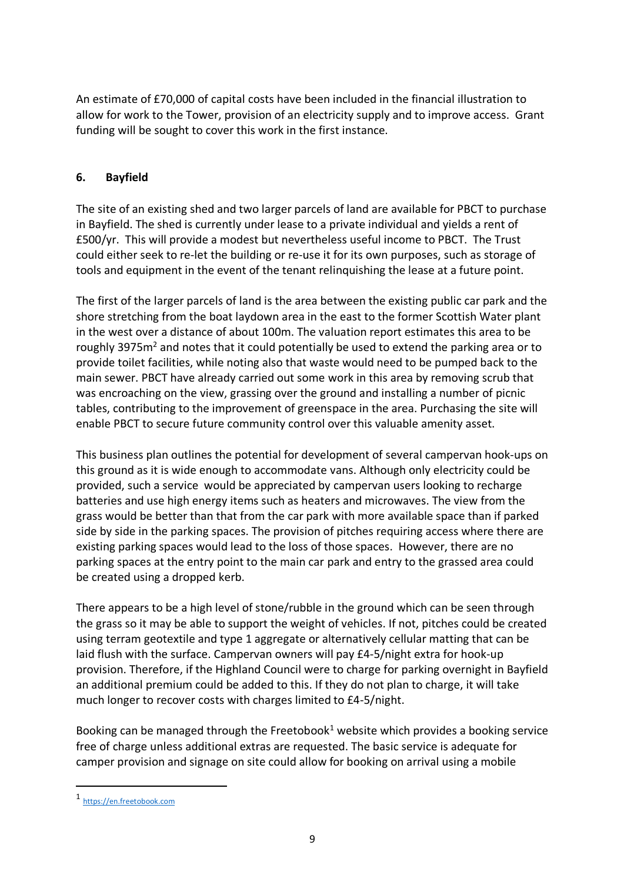An estimate of £70,000 of capital costs have been included in the financial illustration to allow for work to the Tower, provision of an electricity supply and to improve access. Grant funding will be sought to cover this work in the first instance.

## 6. Bayfield

The site of an existing shed and two larger parcels of land are available for PBCT to purchase in Bayfield. The shed is currently under lease to a private individual and yields a rent of £500/yr. This will provide a modest but nevertheless useful income to PBCT. The Trust could either seek to re-let the building or re-use it for its own purposes, such as storage of tools and equipment in the event of the tenant relinquishing the lease at a future point.

The first of the larger parcels of land is the area between the existing public car park and the shore stretching from the boat laydown area in the east to the former Scottish Water plant in the west over a distance of about 100m. The valuation report estimates this area to be roughly 3975m$^2$ and notes that it could potentially be used to extend the parking area or to provide toilet facilities, while noting also that waste would need to be pumped back to the main sewer. PBCT have already carried out some work in this area by removing scrub that was encroaching on the view, grassing over the ground and installing a number of picnic tables, contributing to the improvement of greenspace in the area. Purchasing the site will enable PBCT to secure future community control over this valuable amenity asset.

This business plan outlines the potential for development of several campervan hook-ups on this ground as it is wide enough to accommodate vans. Although only electricity could be provided, such a service would be appreciated by campervan users looking to recharge batteries and use high energy items such as heaters and microwaves. The view from the grass would be better than that from the car park with more available space than if parked side by side in the parking spaces. The provision of pitches requiring access where there are existing parking spaces would lead to the loss of those spaces. However, there are no parking spaces at the entry point to the main car park and entry to the grassed area could be created using a dropped kerb.

There appears to be a high level of stone/rubble in the ground which can be seen through the grass so it may be able to support the weight of vehicles. If not, pitches could be created using terram geotextile and type 1 aggregate or alternatively cellular matting that can be laid flush with the surface. Campervan owners will pay £4-5/night extra for hook-up provision. Therefore, if the Highland Council were to charge for parking overnight in Bayfield an additional premium could be added to this. If they do not plan to charge, it will take much longer to recover costs with charges limited to £4-5/night.

Booking can be managed through the Freetobook[1] website which provides a booking service free of charge unless additional extras are requested. The basic service is adequate for camper provision and signage on site could allow for booking on arrival using a mobile

[1] https://en.freetobook.com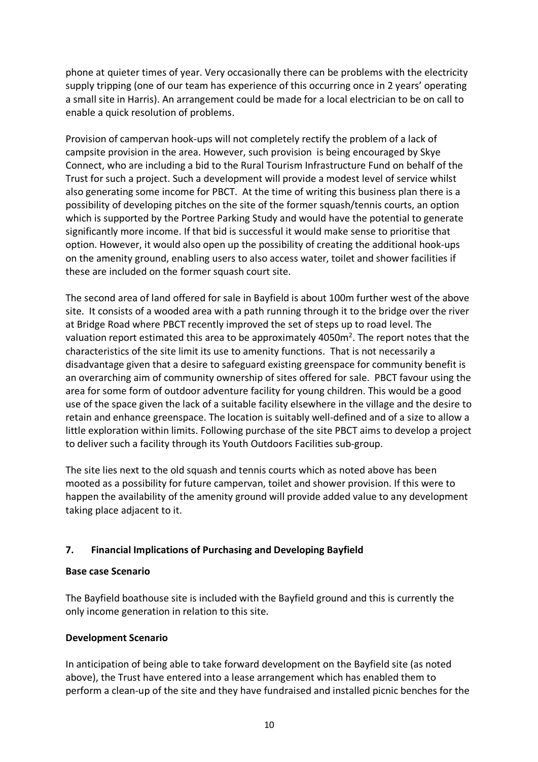phone at quieter times of year. Very occasionally there can be problems with the electricity supply tripping (one of our team has experience of this occurring once in 2 years' operating a small site in Harris). An arrangement could be made for a local electrician to be on call to enable a quick resolution of problems.

Provision of campervan hook-ups will not completely rectify the problem of a lack of campsite provision in the area. However, such provision is being encouraged by Skye Connect, who are including a bid to the Rural Tourism Infrastructure Fund on behalf of the Trust for such a project. Such a development will provide a modest level of service whilst also generating some income for PBCT. At the time of writing this business plan there is a possibility of developing pitches on the site of the former squash/tennis courts, an option which is supported by the Portree Parking Study and would have the potential to generate significantly more income. If that bid is successful it would make sense to prioritise that option. However, it would also open up the possibility of creating the additional hook-ups on the amenity ground, enabling users to also access water, toilet and shower facilities if these are included on the former squash court site.

The second area of land offered for sale in Bayfield is about 100m further west of the above site. It consists of a wooded area with a path running through it to the bridge over the river at Bridge Road where PBCT recently improved the set of steps up to road level. The valuation report estimated this area to be approximately 4050m$^2$. The report notes that the characteristics of the site limit its use to amenity functions. That is not necessarily a disadvantage given that a desire to safeguard existing greenspace for community benefit is an overarching aim of community ownership of sites offered for sale. PBCT favour using the area for some form of outdoor adventure facility for young children. This would be a good use of the space given the lack of a suitable facility elsewhere in the village and the desire to retain and enhance greenspace. The location is suitably well-defined and of a size to allow a little exploration within limits. Following purchase of the site PBCT aims to develop a project to deliver such a facility through its Youth Outdoors Facilities sub-group.

The site lies next to the old squash and tennis courts which as noted above has been mooted as a possibility for future campervan, toilet and shower provision. If this were to happen the availability of the amenity ground will provide added value to any development taking place adjacent to it.

## 7. Financial Implications of Purchasing and Developing Bayfield

**Base case Scenario**

The Bayfield boathouse site is included with the Bayfield ground and this is currently the only income generation in relation to this site.

**Development Scenario**

In anticipation of being able to take forward development on the Bayfield site (as noted above), the Trust have entered into a lease arrangement which has enabled them to perform a clean-up of the site and they have fundraised and installed picnic benches for the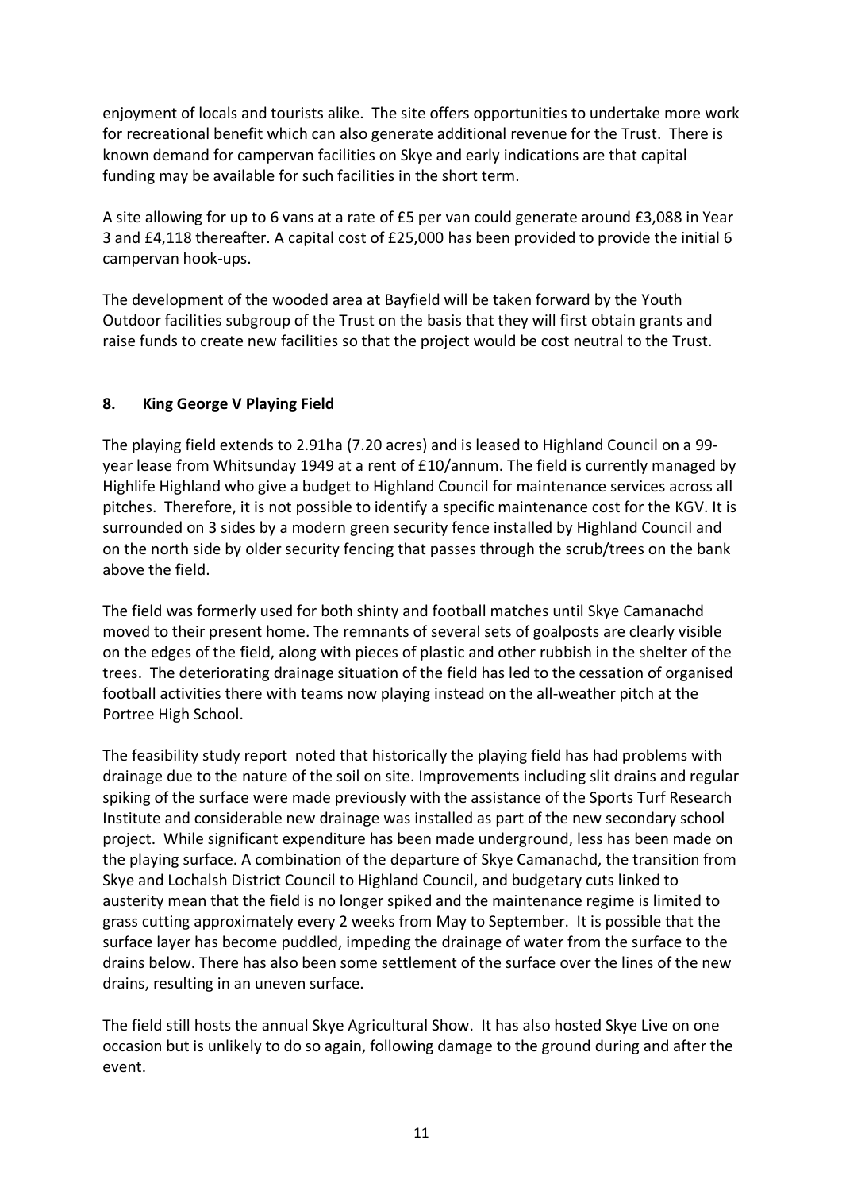enjoyment of locals and tourists alike. The site offers opportunities to undertake more work for recreational benefit which can also generate additional revenue for the Trust. There is known demand for campervan facilities on Skye and early indications are that capital funding may be available for such facilities in the short term.

A site allowing for up to 6 vans at a rate of £5 per van could generate around £3,088 in Year 3 and £4,118 thereafter. A capital cost of £25,000 has been provided to provide the initial 6 campervan hook-ups.

The development of the wooded area at Bayfield will be taken forward by the Youth Outdoor facilities subgroup of the Trust on the basis that they will first obtain grants and raise funds to create new facilities so that the project would be cost neutral to the Trust.

## 8. King George V Playing Field

The playing field extends to 2.91ha (7.20 acres) and is leased to Highland Council on a 99-year lease from Whitsunday 1949 at a rent of £10/annum. The field is currently managed by Highlife Highland who give a budget to Highland Council for maintenance services across all pitches. Therefore, it is not possible to identify a specific maintenance cost for the KGV. It is surrounded on 3 sides by a modern green security fence installed by Highland Council and on the north side by older security fencing that passes through the scrub/trees on the bank above the field.

The field was formerly used for both shinty and football matches until Skye Camanachd moved to their present home. The remnants of several sets of goalposts are clearly visible on the edges of the field, along with pieces of plastic and other rubbish in the shelter of the trees. The deteriorating drainage situation of the field has led to the cessation of organised football activities there with teams now playing instead on the all-weather pitch at the Portree High School.

The feasibility study report noted that historically the playing field has had problems with drainage due to the nature of the soil on site. Improvements including slit drains and regular spiking of the surface were made previously with the assistance of the Sports Turf Research Institute and considerable new drainage was installed as part of the new secondary school project. While significant expenditure has been made underground, less has been made on the playing surface. A combination of the departure of Skye Camanachd, the transition from Skye and Lochalsh District Council to Highland Council, and budgetary cuts linked to austerity mean that the field is no longer spiked and the maintenance regime is limited to grass cutting approximately every 2 weeks from May to September. It is possible that the surface layer has become puddled, impeding the drainage of water from the surface to the drains below. There has also been some settlement of the surface over the lines of the new drains, resulting in an uneven surface.

The field still hosts the annual Skye Agricultural Show. It has also hosted Skye Live on one occasion but is unlikely to do so again, following damage to the ground during and after the event.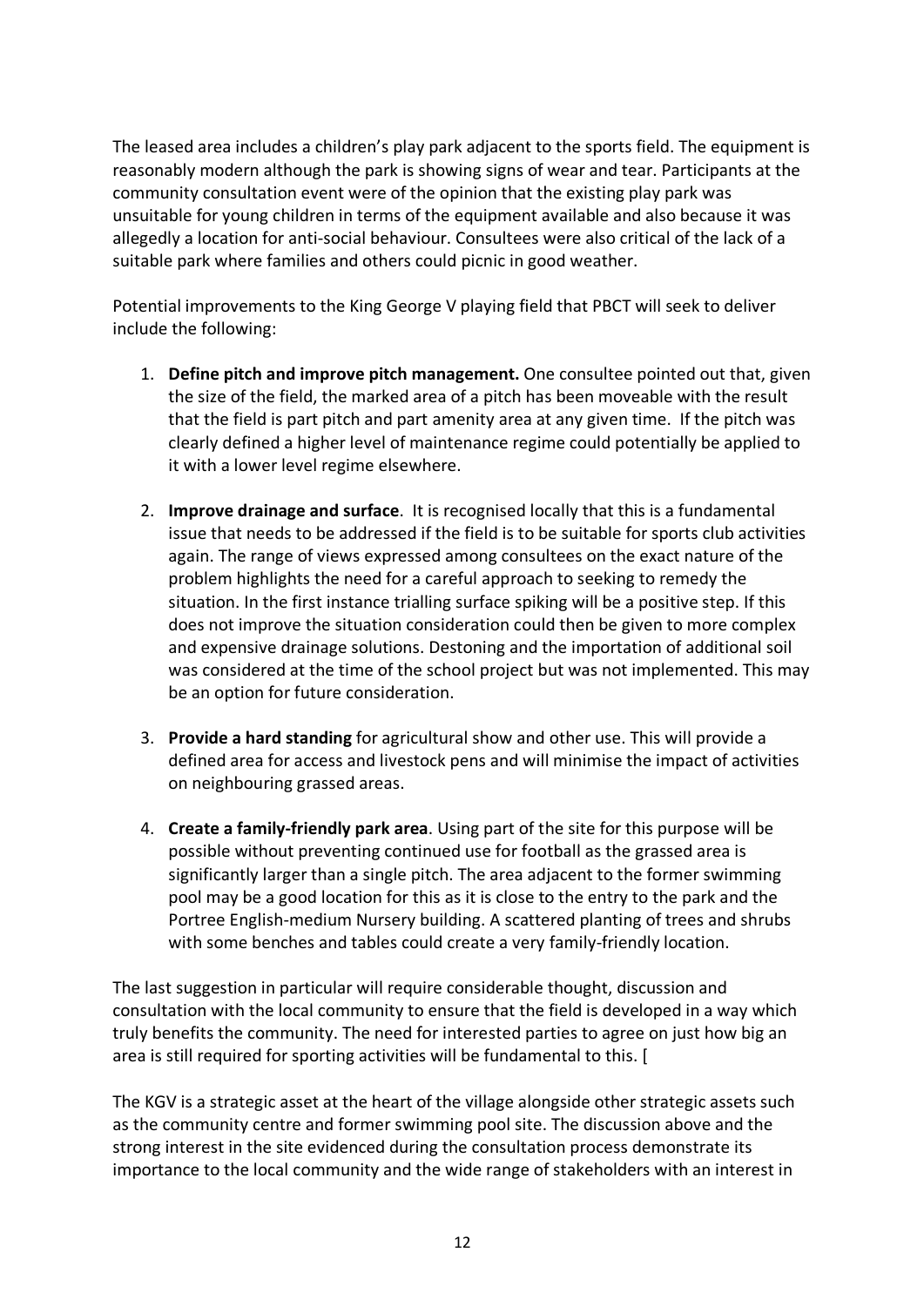The leased area includes a children's play park adjacent to the sports field. The equipment is reasonably modern although the park is showing signs of wear and tear. Participants at the community consultation event were of the opinion that the existing play park was unsuitable for young children in terms of the equipment available and also because it was allegedly a location for anti-social behaviour. Consultees were also critical of the lack of a suitable park where families and others could picnic in good weather.

Potential improvements to the King George V playing field that PBCT will seek to deliver include the following:

1. **Define pitch and improve pitch management.** One consultee pointed out that, given the size of the field, the marked area of a pitch has been moveable with the result that the field is part pitch and part amenity area at any given time. If the pitch was clearly defined a higher level of maintenance regime could potentially be applied to it with a lower level regime elsewhere.

2. **Improve drainage and surface**. It is recognised locally that this is a fundamental issue that needs to be addressed if the field is to be suitable for sports club activities again. The range of views expressed among consultees on the exact nature of the problem highlights the need for a careful approach to seeking to remedy the situation. In the first instance trialling surface spiking will be a positive step. If this does not improve the situation consideration could then be given to more complex and expensive drainage solutions. Destoning and the importation of additional soil was considered at the time of the school project but was not implemented. This may be an option for future consideration.

3. **Provide a hard standing** for agricultural show and other use. This will provide a defined area for access and livestock pens and will minimise the impact of activities on neighbouring grassed areas.

4. **Create a family-friendly park area**. Using part of the site for this purpose will be possible without preventing continued use for football as the grassed area is significantly larger than a single pitch. The area adjacent to the former swimming pool may be a good location for this as it is close to the entry to the park and the Portree English-medium Nursery building. A scattered planting of trees and shrubs with some benches and tables could create a very family-friendly location.

The last suggestion in particular will require considerable thought, discussion and consultation with the local community to ensure that the field is developed in a way which truly benefits the community. The need for interested parties to agree on just how big an area is still required for sporting activities will be fundamental to this. [

The KGV is a strategic asset at the heart of the village alongside other strategic assets such as the community centre and former swimming pool site. The discussion above and the strong interest in the site evidenced during the consultation process demonstrate its importance to the local community and the wide range of stakeholders with an interest in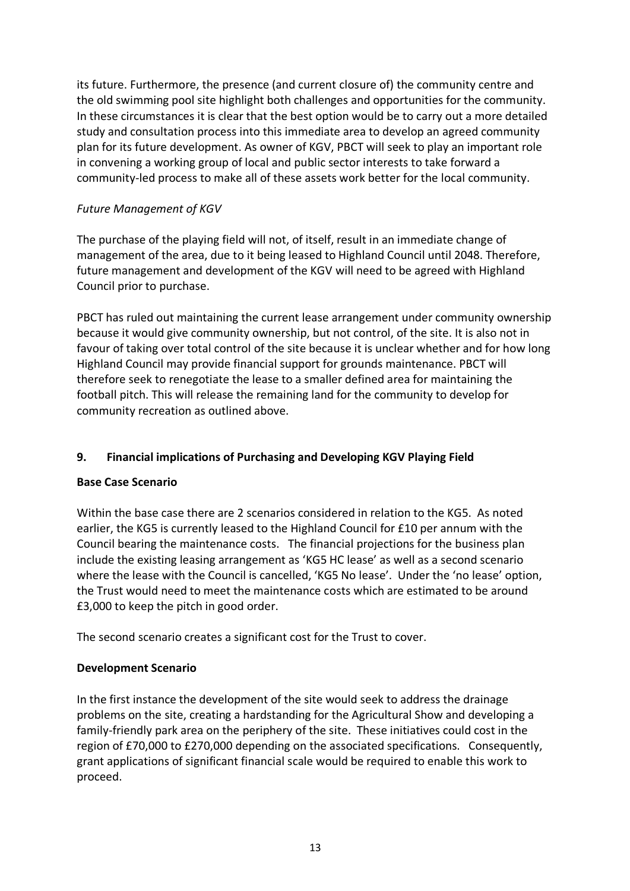its future. Furthermore, the presence (and current closure of) the community centre and the old swimming pool site highlight both challenges and opportunities for the community. In these circumstances it is clear that the best option would be to carry out a more detailed study and consultation process into this immediate area to develop an agreed community plan for its future development. As owner of KGV, PBCT will seek to play an important role in convening a working group of local and public sector interests to take forward a community-led process to make all of these assets work better for the local community.

*Future Management of KGV*

The purchase of the playing field will not, of itself, result in an immediate change of management of the area, due to it being leased to Highland Council until 2048. Therefore, future management and development of the KGV will need to be agreed with Highland Council prior to purchase.

PBCT has ruled out maintaining the current lease arrangement under community ownership because it would give community ownership, but not control, of the site. It is also not in favour of taking over total control of the site because it is unclear whether and for how long Highland Council may provide financial support for grounds maintenance. PBCT will therefore seek to renegotiate the lease to a smaller defined area for maintaining the football pitch. This will release the remaining land for the community to develop for community recreation as outlined above.

## 9. Financial implications of Purchasing and Developing KGV Playing Field

**Base Case Scenario**

Within the base case there are 2 scenarios considered in relation to the KG5. As noted earlier, the KG5 is currently leased to the Highland Council for £10 per annum with the Council bearing the maintenance costs. The financial projections for the business plan include the existing leasing arrangement as 'KG5 HC lease' as well as a second scenario where the lease with the Council is cancelled, 'KG5 No lease'. Under the 'no lease' option, the Trust would need to meet the maintenance costs which are estimated to be around £3,000 to keep the pitch in good order.

The second scenario creates a significant cost for the Trust to cover.

**Development Scenario**

In the first instance the development of the site would seek to address the drainage problems on the site, creating a hardstanding for the Agricultural Show and developing a family-friendly park area on the periphery of the site. These initiatives could cost in the region of £70,000 to £270,000 depending on the associated specifications. Consequently, grant applications of significant financial scale would be required to enable this work to proceed.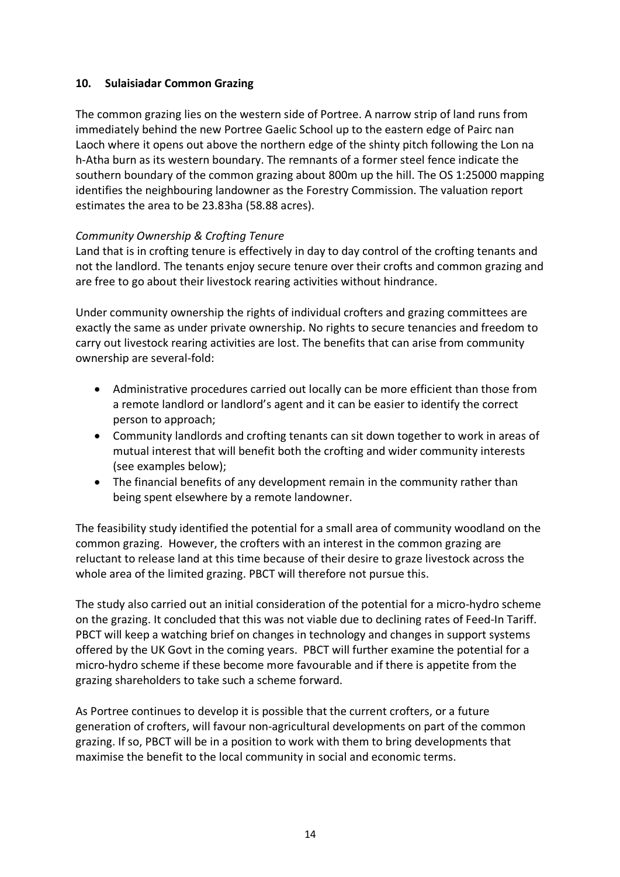## 10. Sulaisiadar Common Grazing

The common grazing lies on the western side of Portree. A narrow strip of land runs from immediately behind the new Portree Gaelic School up to the eastern edge of Pairc nan Laoch where it opens out above the northern edge of the shinty pitch following the Lon na h-Atha burn as its western boundary. The remnants of a former steel fence indicate the southern boundary of the common grazing about 800m up the hill. The OS 1:25000 mapping identifies the neighbouring landowner as the Forestry Commission. The valuation report estimates the area to be 23.83ha (58.88 acres).

*Community Ownership & Crofting Tenure*

Land that is in crofting tenure is effectively in day to day control of the crofting tenants and not the landlord. The tenants enjoy secure tenure over their crofts and common grazing and are free to go about their livestock rearing activities without hindrance.

Under community ownership the rights of individual crofters and grazing committees are exactly the same as under private ownership. No rights to secure tenancies and freedom to carry out livestock rearing activities are lost. The benefits that can arise from community ownership are several-fold:

- Administrative procedures carried out locally can be more efficient than those from a remote landlord or landlord's agent and it can be easier to identify the correct person to approach;
- Community landlords and crofting tenants can sit down together to work in areas of mutual interest that will benefit both the crofting and wider community interests (see examples below);
- The financial benefits of any development remain in the community rather than being spent elsewhere by a remote landowner.

The feasibility study identified the potential for a small area of community woodland on the common grazing. However, the crofters with an interest in the common grazing are reluctant to release land at this time because of their desire to graze livestock across the whole area of the limited grazing. PBCT will therefore not pursue this.

The study also carried out an initial consideration of the potential for a micro-hydro scheme on the grazing. It concluded that this was not viable due to declining rates of Feed-In Tariff. PBCT will keep a watching brief on changes in technology and changes in support systems offered by the UK Govt in the coming years. PBCT will further examine the potential for a micro-hydro scheme if these become more favourable and if there is appetite from the grazing shareholders to take such a scheme forward.

As Portree continues to develop it is possible that the current crofters, or a future generation of crofters, will favour non-agricultural developments on part of the common grazing. If so, PBCT will be in a position to work with them to bring developments that maximise the benefit to the local community in social and economic terms.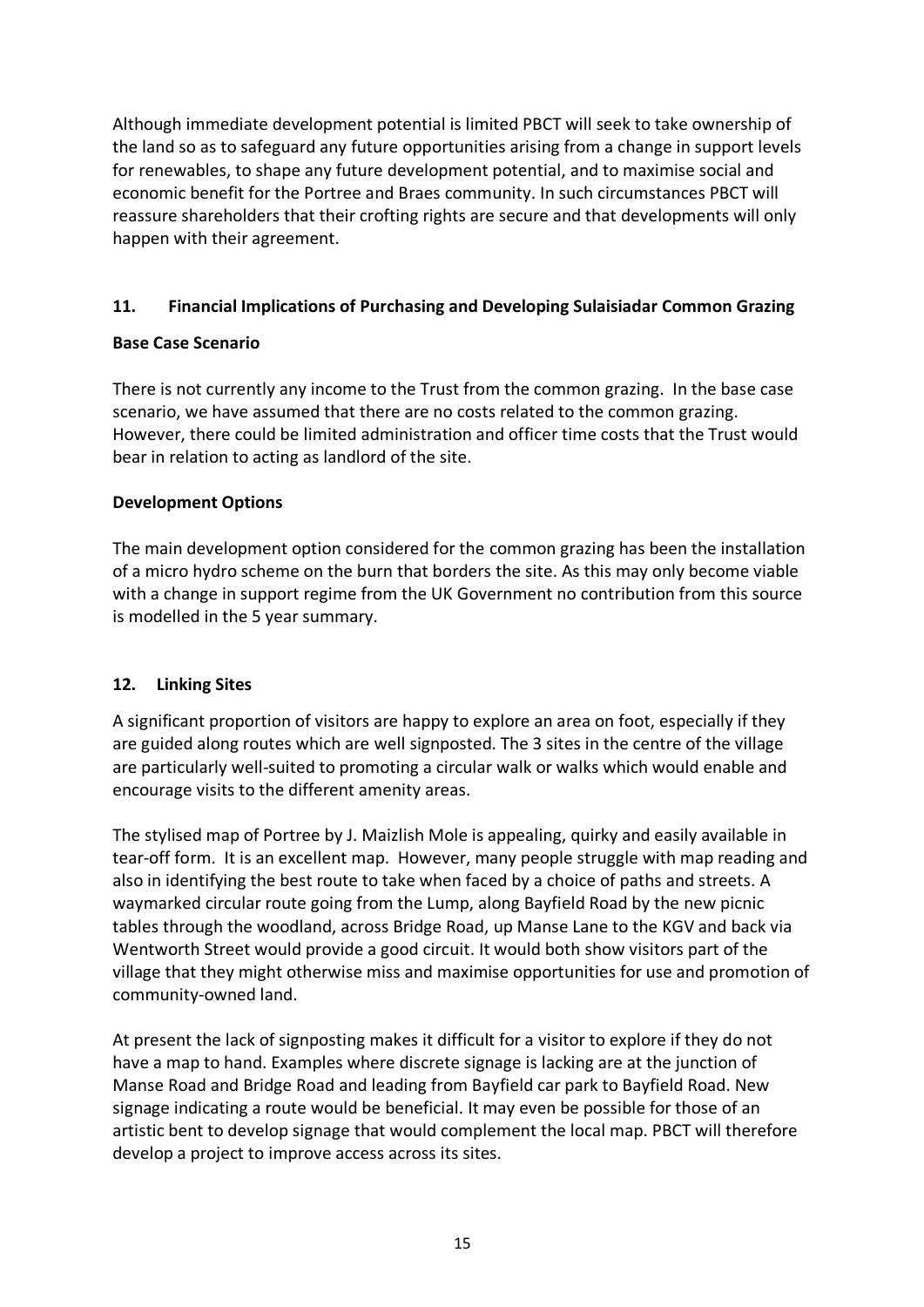Although immediate development potential is limited PBCT will seek to take ownership of the land so as to safeguard any future opportunities arising from a change in support levels for renewables, to shape any future development potential, and to maximise social and economic benefit for the Portree and Braes community. In such circumstances PBCT will reassure shareholders that their crofting rights are secure and that developments will only happen with their agreement.

## 11. Financial Implications of Purchasing and Developing Sulaisiadar Common Grazing

### Base Case Scenario

There is not currently any income to the Trust from the common grazing. In the base case scenario, we have assumed that there are no costs related to the common grazing. However, there could be limited administration and officer time costs that the Trust would bear in relation to acting as landlord of the site.

### Development Options

The main development option considered for the common grazing has been the installation of a micro hydro scheme on the burn that borders the site. As this may only become viable with a change in support regime from the UK Government no contribution from this source is modelled in the 5 year summary.

## 12. Linking Sites

A significant proportion of visitors are happy to explore an area on foot, especially if they are guided along routes which are well signposted. The 3 sites in the centre of the village are particularly well-suited to promoting a circular walk or walks which would enable and encourage visits to the different amenity areas.

The stylised map of Portree by J. Maizlish Mole is appealing, quirky and easily available in tear-off form. It is an excellent map. However, many people struggle with map reading and also in identifying the best route to take when faced by a choice of paths and streets. A waymarked circular route going from the Lump, along Bayfield Road by the new picnic tables through the woodland, across Bridge Road, up Manse Lane to the KGV and back via Wentworth Street would provide a good circuit. It would both show visitors part of the village that they might otherwise miss and maximise opportunities for use and promotion of community-owned land.

At present the lack of signposting makes it difficult for a visitor to explore if they do not have a map to hand. Examples where discrete signage is lacking are at the junction of Manse Road and Bridge Road and leading from Bayfield car park to Bayfield Road. New signage indicating a route would be beneficial. It may even be possible for those of an artistic bent to develop signage that would complement the local map. PBCT will therefore develop a project to improve access across its sites.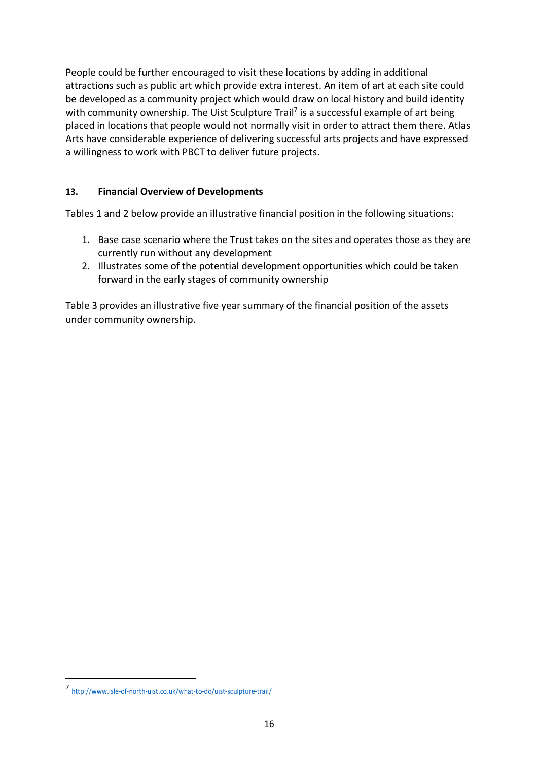People could be further encouraged to visit these locations by adding in additional attractions such as public art which provide extra interest. An item of art at each site could be developed as a community project which would draw on local history and build identity with community ownership. The Uist Sculpture Trail[7] is a successful example of art being placed in locations that people would not normally visit in order to attract them there. Atlas Arts have considerable experience of delivering successful arts projects and have expressed a willingness to work with PBCT to deliver future projects.

## 13. Financial Overview of Developments

Tables 1 and 2 below provide an illustrative financial position in the following situations:

1. Base case scenario where the Trust takes on the sites and operates those as they are currently run without any development
2. Illustrates some of the potential development opportunities which could be taken forward in the early stages of community ownership

Table 3 provides an illustrative five year summary of the financial position of the assets under community ownership.

[7] http://www.isle-of-north-uist.co.uk/what-to-do/uist-sculpture-trail/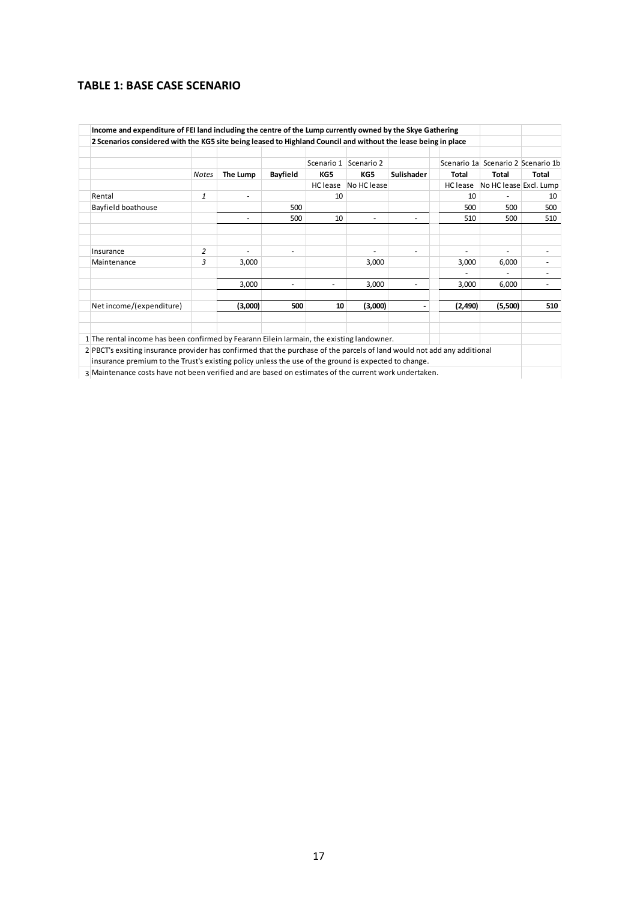## TABLE 1: BASE CASE SCENARIO

**Income and expenditure of FEI land including the centre of the Lump currently owned by the Skye Gathering**

**2 Scenarios considered with the KG5 site being leased to Highland Council and without the lease being in place**

| | *Notes* | **The Lump** | **Bayfield** | Scenario 1 **KG5** HC lease | Scenario 2 **KG5** No HC lease | **Sulishader** | Scenario 1a **Total** HC lease | Scenario 2 **Total** No HC lease | Scenario 1b **Total** Excl. Lump |
|---|---|---|---|---|---|---|---|---|---|
| Rental | *1* | - | | 10 | | | 10 | - | 10 |
| Bayfield boathouse | | | 500 | | | | 500 | 500 | 500 |
| | | - | 500 | 10 | - | - | 510 | 500 | 510 |
| Insurance | *2* | - | - | | - | - | - | - | - |
| Maintenance | *3* | 3,000 | | | 3,000 | | 3,000 | 6,000 | - |
| | | | | | | | - | - | - |
| | | 3,000 | - | - | 3,000 | - | 3,000 | 6,000 | - |
| Net income/(expenditure) | | **(3,000)** | **500** | **10** | **(3,000)** | **-** | **(2,490)** | **(5,500)** | **510** |

1 The rental income has been confirmed by Fearann Eilein Iarmain, the existing landowner.

2 PBCT's exsiting insurance provider has confirmed that the purchase of the parcels of land would not add any additional insurance premium to the Trust's existing policy unless the use of the ground is expected to change.

3 Maintenance costs have not been verified and are based on estimates of the current work undertaken.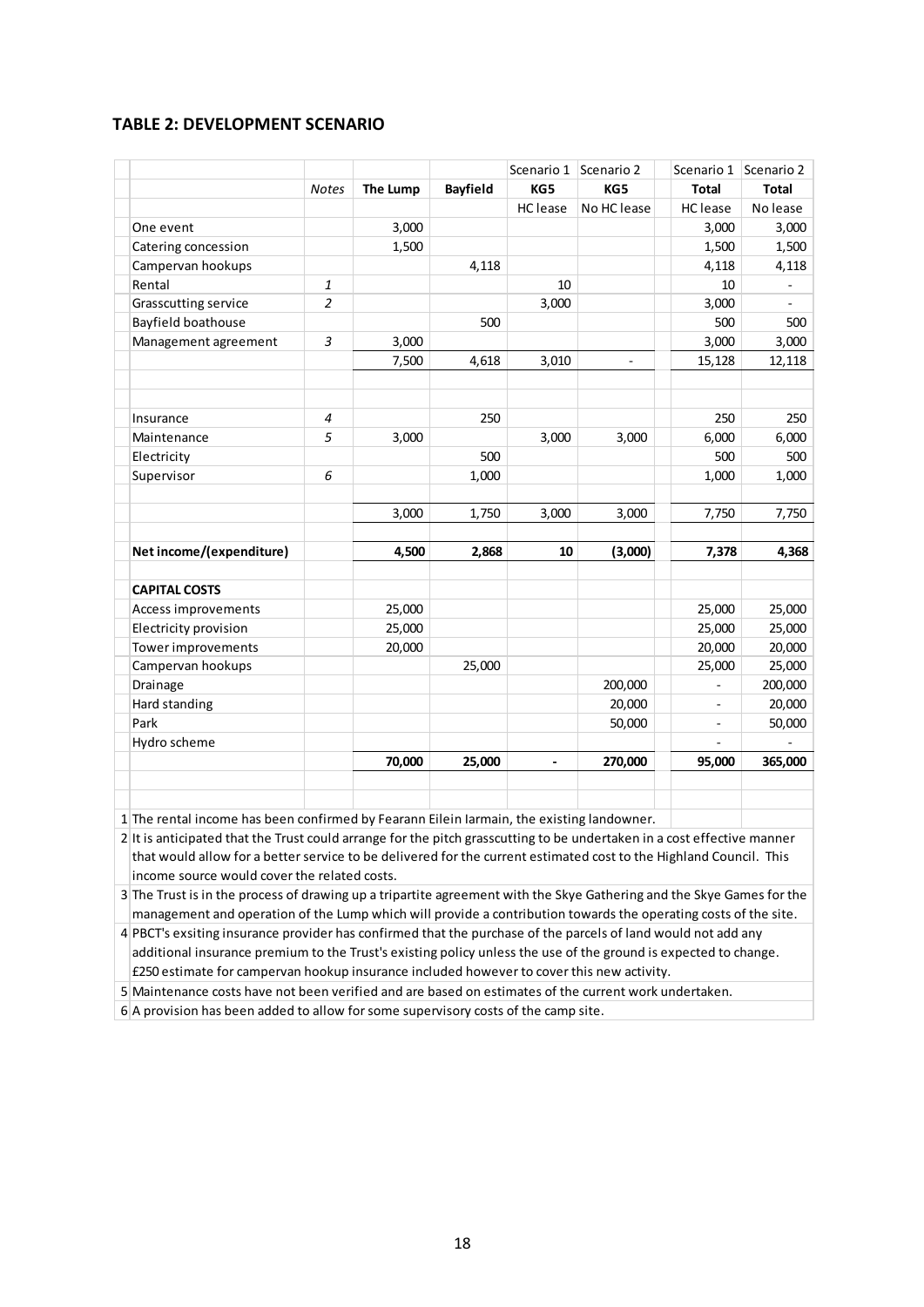## TABLE 2: DEVELOPMENT SCENARIO

| | | | | Scenario 1 | Scenario 2 | Scenario 1 | Scenario 2 |
|---|---|---|---|---|---|---|---|
| | *Notes* | **The Lump** | **Bayfield** | **KG5** | **KG5** | **Total** | **Total** |
| | | | | HC lease | No HC lease | HC lease | No lease |
| One event | | 3,000 | | | | 3,000 | 3,000 |
| Catering concession | | 1,500 | | | | 1,500 | 1,500 |
| Campervan hookups | | | 4,118 | | | 4,118 | 4,118 |
| Rental | *1* | | | 10 | | 10 | - |
| Grasscutting service | *2* | | | 3,000 | | 3,000 | - |
| Bayfield boathouse | | | 500 | | | 500 | 500 |
| Management agreement | *3* | 3,000 | | | | 3,000 | 3,000 |
| | | 7,500 | 4,618 | 3,010 | - | 15,128 | 12,118 |
| | | | | | | | |
| Insurance | *4* | | 250 | | | 250 | 250 |
| Maintenance | *5* | 3,000 | | 3,000 | 3,000 | 6,000 | 6,000 |
| Electricity | | | 500 | | | 500 | 500 |
| Supervisor | *6* | | 1,000 | | | 1,000 | 1,000 |
| | | | | | | | |
| | | 3,000 | 1,750 | 3,000 | 3,000 | 7,750 | 7,750 |
| | | | | | | | |
| **Net income/(expenditure)** | | **4,500** | **2,868** | **10** | **(3,000)** | **7,378** | **4,368** |
| | | | | | | | |
| **CAPITAL COSTS** | | | | | | | |
| Access improvements | | 25,000 | | | | 25,000 | 25,000 |
| Electricity provision | | 25,000 | | | | 25,000 | 25,000 |
| Tower improvements | | 20,000 | | | | 20,000 | 20,000 |
| Campervan hookups | | | 25,000 | | | 25,000 | 25,000 |
| Drainage | | | | | 200,000 | - | 200,000 |
| Hard standing | | | | | 20,000 | - | 20,000 |
| Park | | | | | 50,000 | - | 50,000 |
| Hydro scheme | | | | | | - | - |
| | | **70,000** | **25,000** | **-** | **270,000** | **95,000** | **365,000** |

1 The rental income has been confirmed by Fearann Eilein Iarmain, the existing landowner.

2 It is anticipated that the Trust could arrange for the pitch grasscutting to be undertaken in a cost effective manner that would allow for a better service to be delivered for the current estimated cost to the Highland Council. This income source would cover the related costs.

3 The Trust is in the process of drawing up a tripartite agreement with the Skye Gathering and the Skye Games for the management and operation of the Lump which will provide a contribution towards the operating costs of the site.

4 PBCT's exsiting insurance provider has confirmed that the purchase of the parcels of land would not add any additional insurance premium to the Trust's existing policy unless the use of the ground is expected to change. £250 estimate for campervan hookup insurance included however to cover this new activity.

5 Maintenance costs have not been verified and are based on estimates of the current work undertaken.

6 A provision has been added to allow for some supervisory costs of the camp site.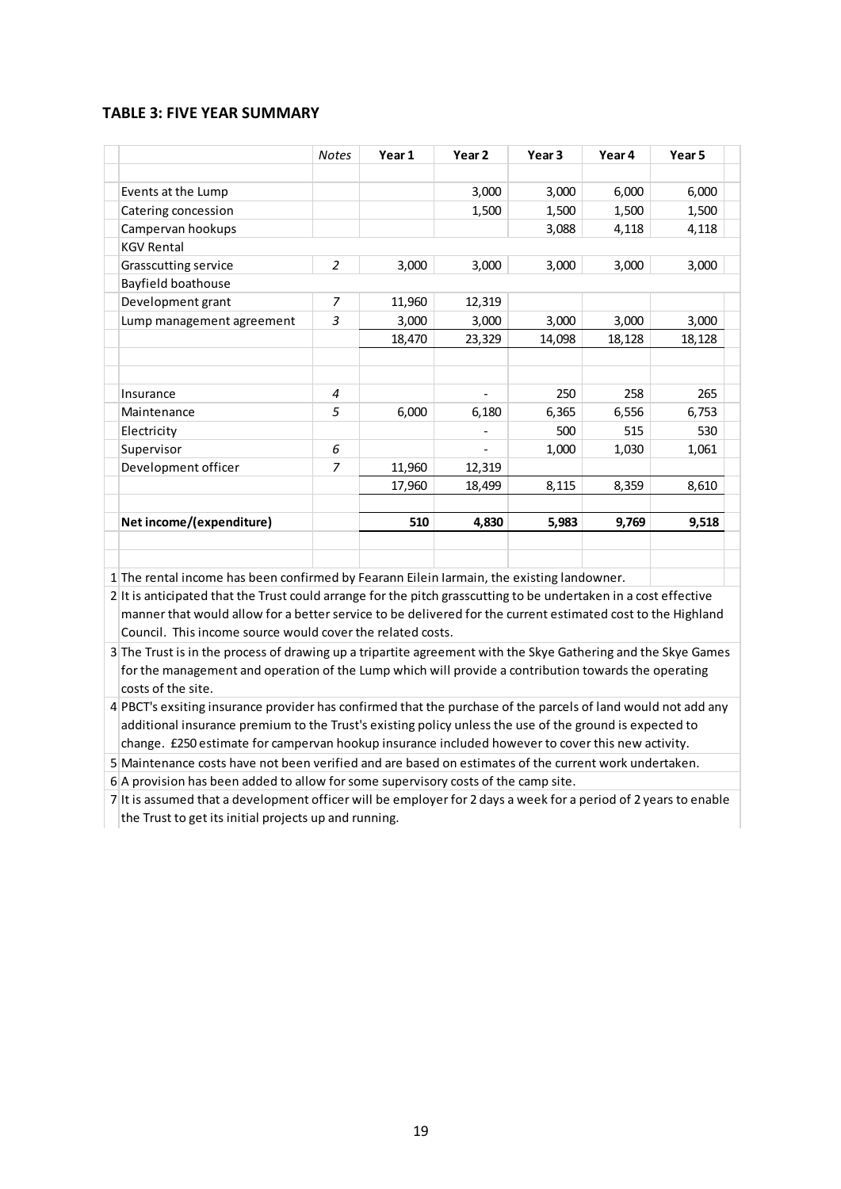### TABLE 3: FIVE YEAR SUMMARY

| | *Notes* | **Year 1** | **Year 2** | **Year 3** | **Year 4** | **Year 5** |
|---|---|---|---|---|---|---|
| | | | | | | |
| Events at the Lump | | | 3,000 | 3,000 | 6,000 | 6,000 |
| Catering concession | | | 1,500 | 1,500 | 1,500 | 1,500 |
| Campervan hookups | | | | 3,088 | 4,118 | 4,118 |
| KGV Rental | | | | | | |
| Grasscutting service | *2* | 3,000 | 3,000 | 3,000 | 3,000 | 3,000 |
| Bayfield boathouse | | | | | | |
| Development grant | *7* | 11,960 | 12,319 | | | |
| Lump management agreement | *3* | 3,000 | 3,000 | 3,000 | 3,000 | 3,000 |
| | | 18,470 | 23,329 | 14,098 | 18,128 | 18,128 |
| | | | | | | |
| | | | | | | |
| Insurance | *4* | | - | 250 | 258 | 265 |
| Maintenance | *5* | 6,000 | 6,180 | 6,365 | 6,556 | 6,753 |
| Electricity | | | - | 500 | 515 | 530 |
| Supervisor | *6* | | - | 1,000 | 1,030 | 1,061 |
| Development officer | *7* | 11,960 | 12,319 | | | |
| | | 17,960 | 18,499 | 8,115 | 8,359 | 8,610 |
| | | | | | | |
| **Net income/(expenditure)** | | **510** | **4,830** | **5,983** | **9,769** | **9,518** |

1 The rental income has been confirmed by Fearann Eilein Iarmain, the existing landowner.

2 It is anticipated that the Trust could arrange for the pitch grasscutting to be undertaken in a cost effective manner that would allow for a better service to be delivered for the current estimated cost to the Highland Council. This income source would cover the related costs.

3 The Trust is in the process of drawing up a tripartite agreement with the Skye Gathering and the Skye Games for the management and operation of the Lump which will provide a contribution towards the operating costs of the site.

4 PBCT's exsiting insurance provider has confirmed that the purchase of the parcels of land would not add any additional insurance premium to the Trust's existing policy unless the use of the ground is expected to change. £250 estimate for campervan hookup insurance included however to cover this new activity.

5 Maintenance costs have not been verified and are based on estimates of the current work undertaken.

6 A provision has been added to allow for some supervisory costs of the camp site.

7 It is assumed that a development officer will be employer for 2 days a week for a period of 2 years to enable the Trust to get its initial projects up and running.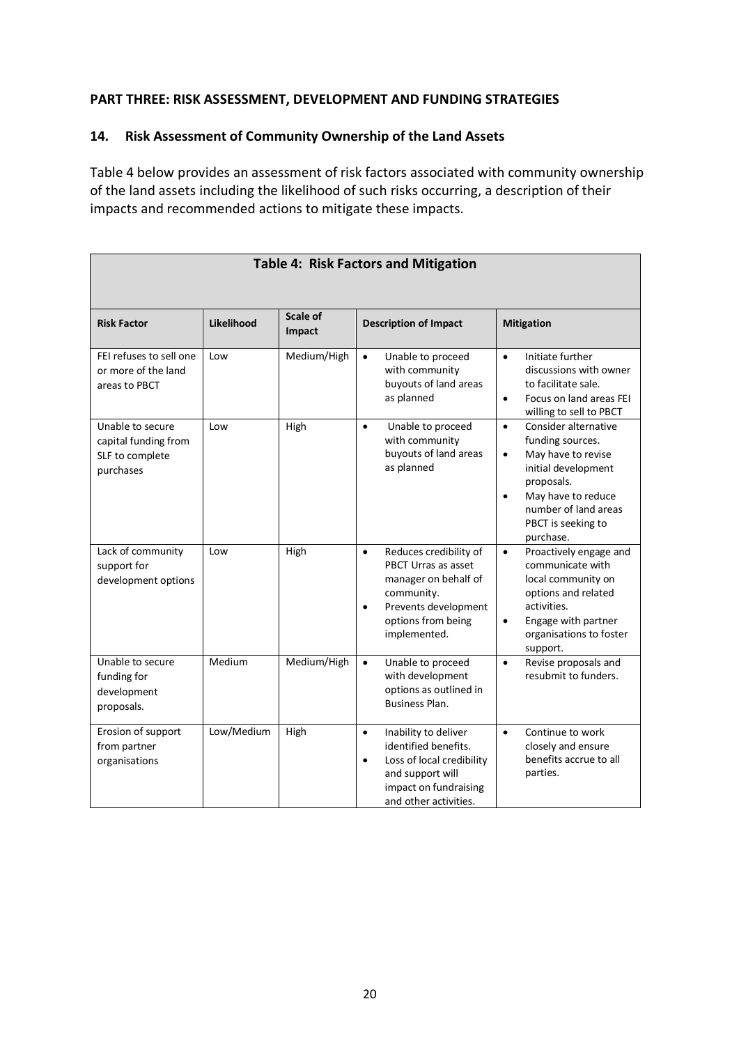**PART THREE: RISK ASSESSMENT, DEVELOPMENT AND FUNDING STRATEGIES**

## 14. Risk Assessment of Community Ownership of the Land Assets

Table 4 below provides an assessment of risk factors associated with community ownership of the land assets including the likelihood of such risks occurring, a description of their impacts and recommended actions to mitigate these impacts.

**Table 4: Risk Factors and Mitigation**

| Risk Factor | Likelihood | Scale of Impact | Description of Impact | Mitigation |
|---|---|---|---|---|
| FEI refuses to sell one or more of the land areas to PBCT | Low | Medium/High | • Unable to proceed with community buyouts of land areas as planned | • Initiate further discussions with owner to facilitate sale.<br>• Focus on land areas FEI willing to sell to PBCT |
| Unable to secure capital funding from SLF to complete purchases | Low | High | • Unable to proceed with community buyouts of land areas as planned | • Consider alternative funding sources.<br>• May have to revise initial development proposals.<br>• May have to reduce number of land areas PBCT is seeking to purchase. |
| Lack of community support for development options | Low | High | • Reduces credibility of PBCT Urras as asset manager on behalf of community.<br>• Prevents development options from being implemented. | • Proactively engage and communicate with local community on options and related activities.<br>• Engage with partner organisations to foster support. |
| Unable to secure funding for development proposals. | Medium | Medium/High | • Unable to proceed with development options as outlined in Business Plan. | • Revise proposals and resubmit to funders. |
| Erosion of support from partner organisations | Low/Medium | High | • Inability to deliver identified benefits.<br>• Loss of local credibility and support will impact on fundraising and other activities. | • Continue to work closely and ensure benefits accrue to all parties. |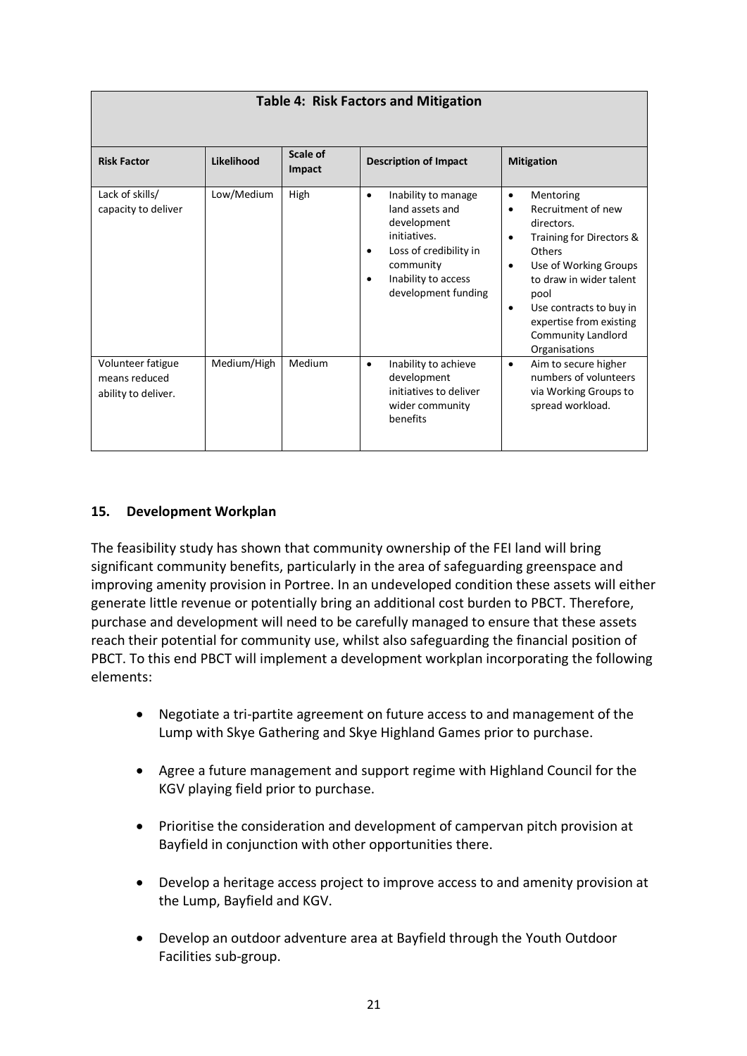**Table 4: Risk Factors and Mitigation**

| Risk Factor | Likelihood | Scale of Impact | Description of Impact | Mitigation |
|---|---|---|---|---|
| Lack of skills/ capacity to deliver | Low/Medium | High | • Inability to manage land assets and development initiatives.<br>• Loss of credibility in community<br>• Inability to access development funding | • Mentoring<br>• Recruitment of new directors.<br>• Training for Directors & Others<br>• Use of Working Groups to draw in wider talent pool<br>• Use contracts to buy in expertise from existing Community Landlord Organisations |
| Volunteer fatigue means reduced ability to deliver. | Medium/High | Medium | • Inability to achieve development initiatives to deliver wider community benefits | • Aim to secure higher numbers of volunteers via Working Groups to spread workload. |

## 15. Development Workplan

The feasibility study has shown that community ownership of the FEI land will bring significant community benefits, particularly in the area of safeguarding greenspace and improving amenity provision in Portree. In an undeveloped condition these assets will either generate little revenue or potentially bring an additional cost burden to PBCT. Therefore, purchase and development will need to be carefully managed to ensure that these assets reach their potential for community use, whilst also safeguarding the financial position of PBCT. To this end PBCT will implement a development workplan incorporating the following elements:

- Negotiate a tri-partite agreement on future access to and management of the Lump with Skye Gathering and Skye Highland Games prior to purchase.
- Agree a future management and support regime with Highland Council for the KGV playing field prior to purchase.
- Prioritise the consideration and development of campervan pitch provision at Bayfield in conjunction with other opportunities there.
- Develop a heritage access project to improve access to and amenity provision at the Lump, Bayfield and KGV.
- Develop an outdoor adventure area at Bayfield through the Youth Outdoor Facilities sub-group.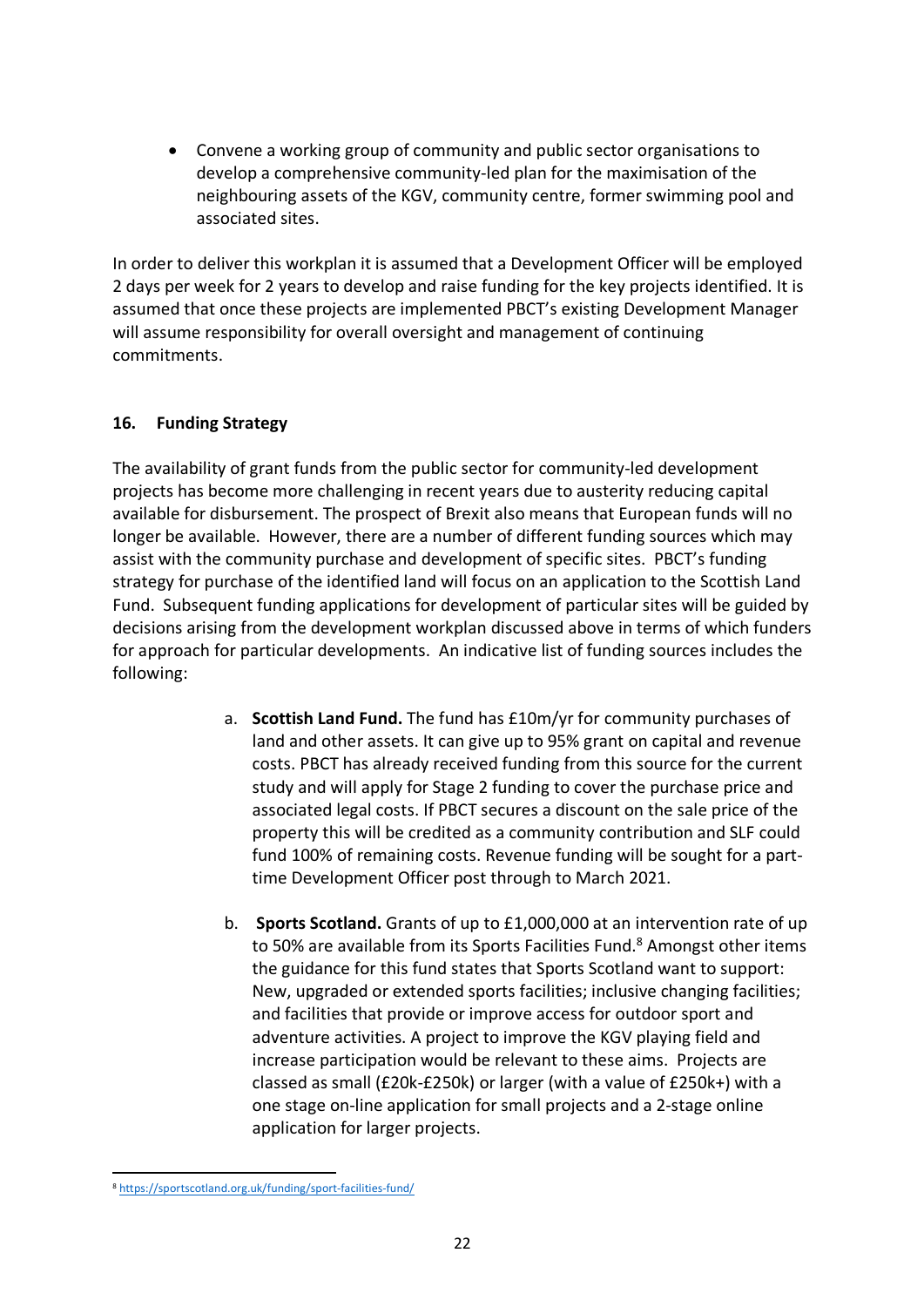- Convene a working group of community and public sector organisations to develop a comprehensive community-led plan for the maximisation of the neighbouring assets of the KGV, community centre, former swimming pool and associated sites.

In order to deliver this workplan it is assumed that a Development Officer will be employed 2 days per week for 2 years to develop and raise funding for the key projects identified. It is assumed that once these projects are implemented PBCT's existing Development Manager will assume responsibility for overall oversight and management of continuing commitments.

## 16. Funding Strategy

The availability of grant funds from the public sector for community-led development projects has become more challenging in recent years due to austerity reducing capital available for disbursement. The prospect of Brexit also means that European funds will no longer be available. However, there are a number of different funding sources which may assist with the community purchase and development of specific sites. PBCT's funding strategy for purchase of the identified land will focus on an application to the Scottish Land Fund. Subsequent funding applications for development of particular sites will be guided by decisions arising from the development workplan discussed above in terms of which funders for approach for particular developments. An indicative list of funding sources includes the following:

a. **Scottish Land Fund.** The fund has £10m/yr for community purchases of land and other assets. It can give up to 95% grant on capital and revenue costs. PBCT has already received funding from this source for the current study and will apply for Stage 2 funding to cover the purchase price and associated legal costs. If PBCT secures a discount on the sale price of the property this will be credited as a community contribution and SLF could fund 100% of remaining costs. Revenue funding will be sought for a part-time Development Officer post through to March 2021.

b. **Sports Scotland.** Grants of up to £1,000,000 at an intervention rate of up to 50% are available from its Sports Facilities Fund.[8] Amongst other items the guidance for this fund states that Sports Scotland want to support: New, upgraded or extended sports facilities; inclusive changing facilities; and facilities that provide or improve access for outdoor sport and adventure activities. A project to improve the KGV playing field and increase participation would be relevant to these aims. Projects are classed as small (£20k-£250k) or larger (with a value of £250k+) with a one stage on-line application for small projects and a 2-stage online application for larger projects.

[8] https://sportscotland.org.uk/funding/sport-facilities-fund/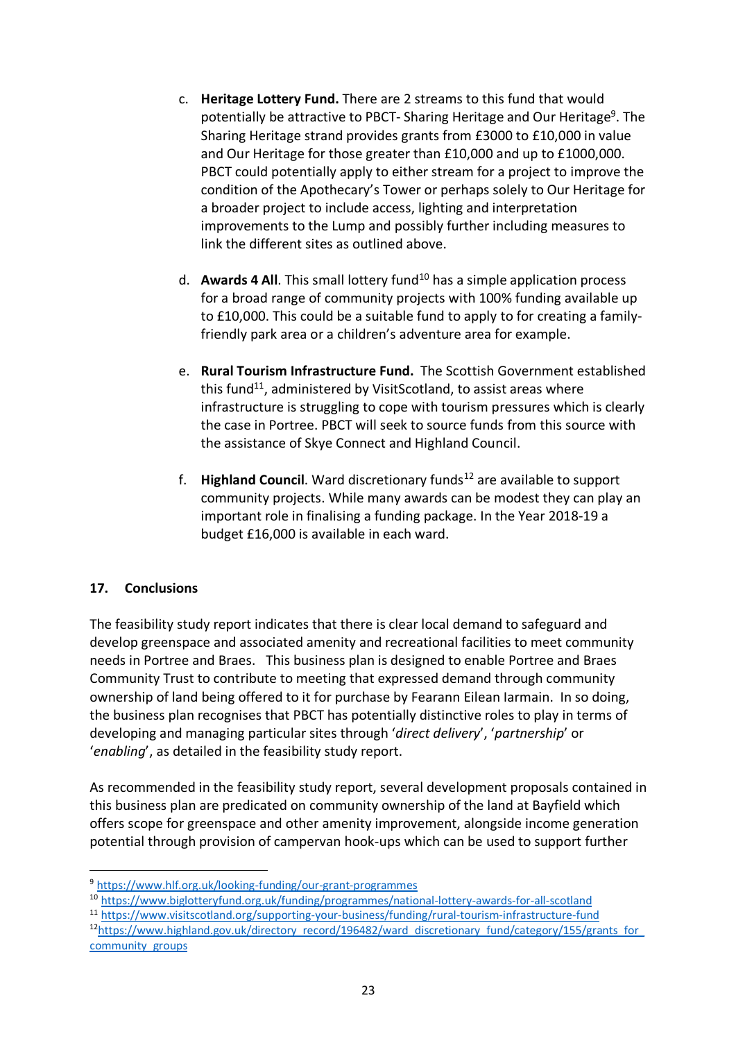c. **Heritage Lottery Fund.** There are 2 streams to this fund that would potentially be attractive to PBCT- Sharing Heritage and Our Heritage[9]. The Sharing Heritage strand provides grants from £3000 to £10,000 in value and Our Heritage for those greater than £10,000 and up to £1000,000. PBCT could potentially apply to either stream for a project to improve the condition of the Apothecary's Tower or perhaps solely to Our Heritage for a broader project to include access, lighting and interpretation improvements to the Lump and possibly further including measures to link the different sites as outlined above.

d. **Awards 4 All**. This small lottery fund[10] has a simple application process for a broad range of community projects with 100% funding available up to £10,000. This could be a suitable fund to apply to for creating a family-friendly park area or a children's adventure area for example.

e. **Rural Tourism Infrastructure Fund.** The Scottish Government established this fund[11], administered by VisitScotland, to assist areas where infrastructure is struggling to cope with tourism pressures which is clearly the case in Portree. PBCT will seek to source funds from this source with the assistance of Skye Connect and Highland Council.

f. **Highland Council**. Ward discretionary funds[12] are available to support community projects. While many awards can be modest they can play an important role in finalising a funding package. In the Year 2018-19 a budget £16,000 is available in each ward.

## 17. Conclusions

The feasibility study report indicates that there is clear local demand to safeguard and develop greenspace and associated amenity and recreational facilities to meet community needs in Portree and Braes. This business plan is designed to enable Portree and Braes Community Trust to contribute to meeting that expressed demand through community ownership of land being offered to it for purchase by Fearann Eilean Iarmain. In so doing, the business plan recognises that PBCT has potentially distinctive roles to play in terms of developing and managing particular sites through '*direct delivery*', '*partnership*' or '*enabling*', as detailed in the feasibility study report.

As recommended in the feasibility study report, several development proposals contained in this business plan are predicated on community ownership of the land at Bayfield which offers scope for greenspace and other amenity improvement, alongside income generation potential through provision of campervan hook-ups which can be used to support further

---

[9] https://www.hlf.org.uk/looking-funding/our-grant-programmes

[10] https://www.biglotteryfund.org.uk/funding/programmes/national-lottery-awards-for-all-scotland

[11] https://www.visitscotland.org/supporting-your-business/funding/rural-tourism-infrastructure-fund

[12] https://www.highland.gov.uk/directory_record/196482/ward_discretionary_fund/category/155/grants_for_community_groups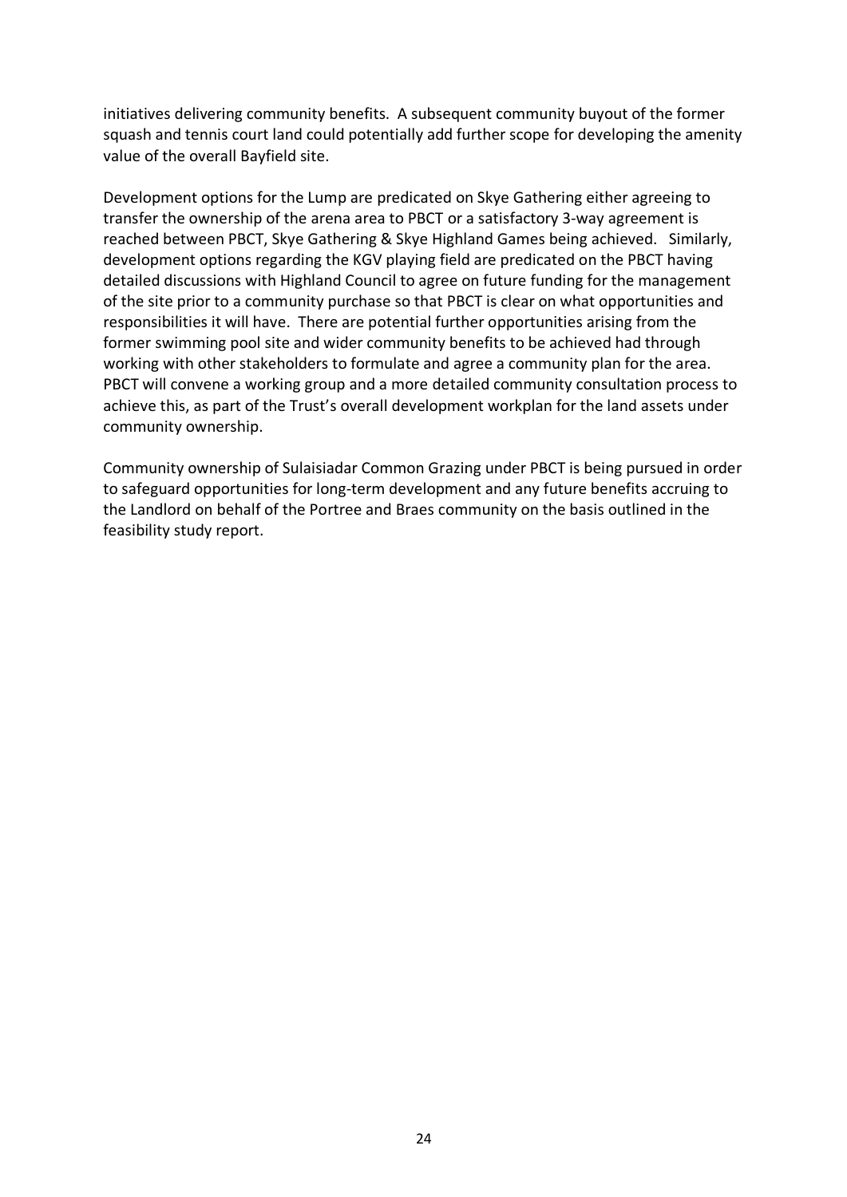initiatives delivering community benefits. A subsequent community buyout of the former squash and tennis court land could potentially add further scope for developing the amenity value of the overall Bayfield site.

Development options for the Lump are predicated on Skye Gathering either agreeing to transfer the ownership of the arena area to PBCT or a satisfactory 3-way agreement is reached between PBCT, Skye Gathering & Skye Highland Games being achieved. Similarly, development options regarding the KGV playing field are predicated on the PBCT having detailed discussions with Highland Council to agree on future funding for the management of the site prior to a community purchase so that PBCT is clear on what opportunities and responsibilities it will have. There are potential further opportunities arising from the former swimming pool site and wider community benefits to be achieved had through working with other stakeholders to formulate and agree a community plan for the area. PBCT will convene a working group and a more detailed community consultation process to achieve this, as part of the Trust's overall development workplan for the land assets under community ownership.

Community ownership of Sulaisiadar Common Grazing under PBCT is being pursued in order to safeguard opportunities for long-term development and any future benefits accruing to the Landlord on behalf of the Portree and Braes community on the basis outlined in the feasibility study report.